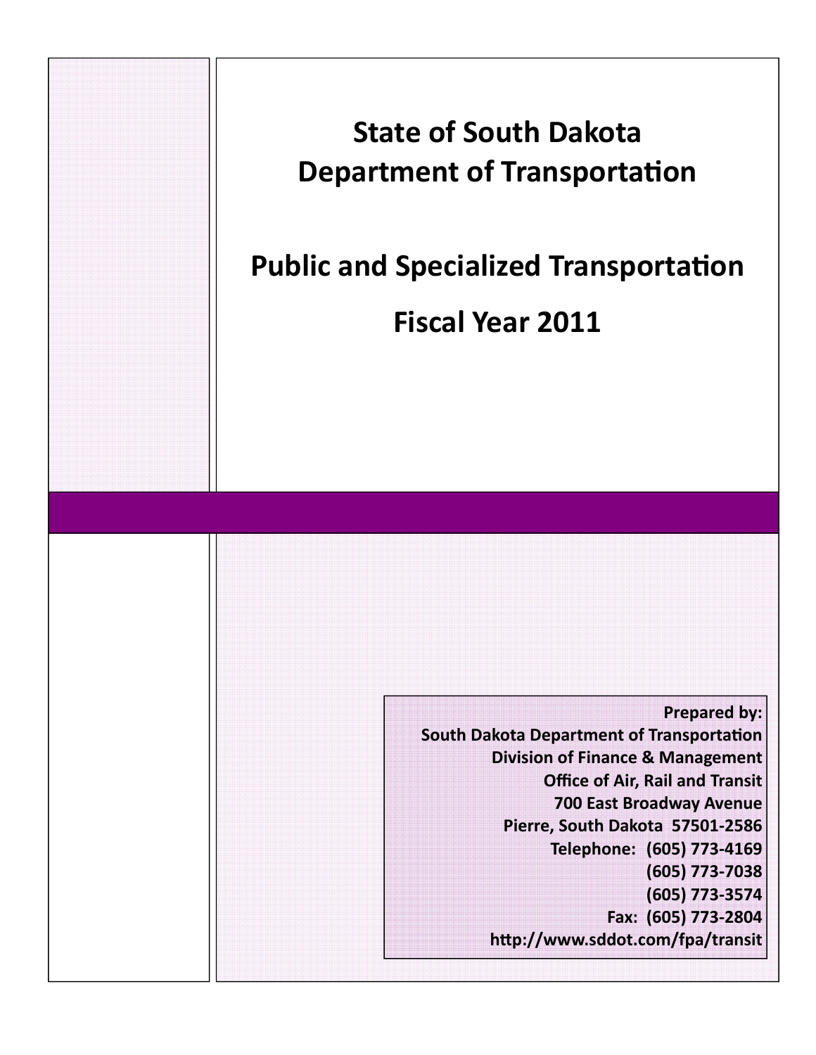# State of South Dakota Department of Transportation

# Public and Specialized Transportation

# Fiscal Year 2011

**Prepared by:**
**South Dakota Department of Transportation**
**Division of Finance & Management**
**Office of Air, Rail and Transit**
**700 East Broadway Avenue**
**Pierre, South Dakota 57501-2586**
**Telephone: (605) 773-4169**
**(605) 773-7038**
**(605) 773-3574**
**Fax: (605) 773-2804**
**http://www.sddot.com/fpa/transit**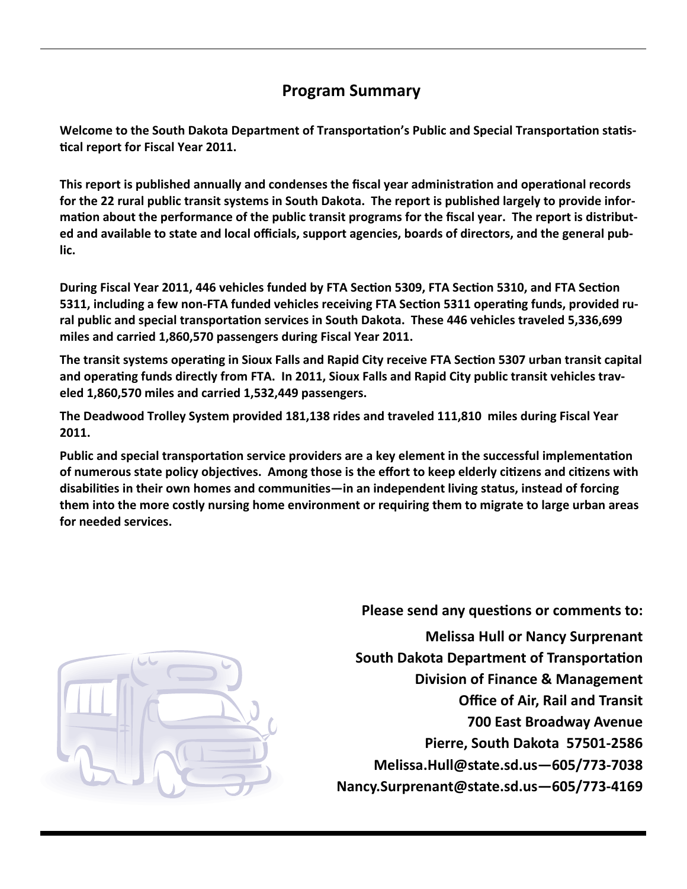## Program Summary

**Welcome to the South Dakota Department of Transportation's Public and Special Transportation statistical report for Fiscal Year 2011.**

**This report is published annually and condenses the fiscal year administration and operational records for the 22 rural public transit systems in South Dakota. The report is published largely to provide information about the performance of the public transit programs for the fiscal year. The report is distributed and available to state and local officials, support agencies, boards of directors, and the general public.**

**During Fiscal Year 2011, 446 vehicles funded by FTA Section 5309, FTA Section 5310, and FTA Section 5311, including a few non-FTA funded vehicles receiving FTA Section 5311 operating funds, provided rural public and special transportation services in South Dakota. These 446 vehicles traveled 5,336,699 miles and carried 1,860,570 passengers during Fiscal Year 2011.**

**The transit systems operating in Sioux Falls and Rapid City receive FTA Section 5307 urban transit capital and operating funds directly from FTA. In 2011, Sioux Falls and Rapid City public transit vehicles traveled 1,860,570 miles and carried 1,532,449 passengers.**

**The Deadwood Trolley System provided 181,138 rides and traveled 111,810 miles during Fiscal Year 2011.**

**Public and special transportation service providers are a key element in the successful implementation of numerous state policy objectives. Among those is the effort to keep elderly citizens and citizens with disabilities in their own homes and communities—in an independent living status, instead of forcing them into the more costly nursing home environment or requiring them to migrate to large urban areas for needed services.**

**Please send any questions or comments to:**

**Melissa Hull or Nancy Surprenant**
**South Dakota Department of Transportation**
**Division of Finance & Management**
**Office of Air, Rail and Transit**
**700 East Broadway Avenue**
**Pierre, South Dakota 57501-2586**
**Melissa.Hull@state.sd.us—605/773-7038**
**Nancy.Surprenant@state.sd.us—605/773-4169**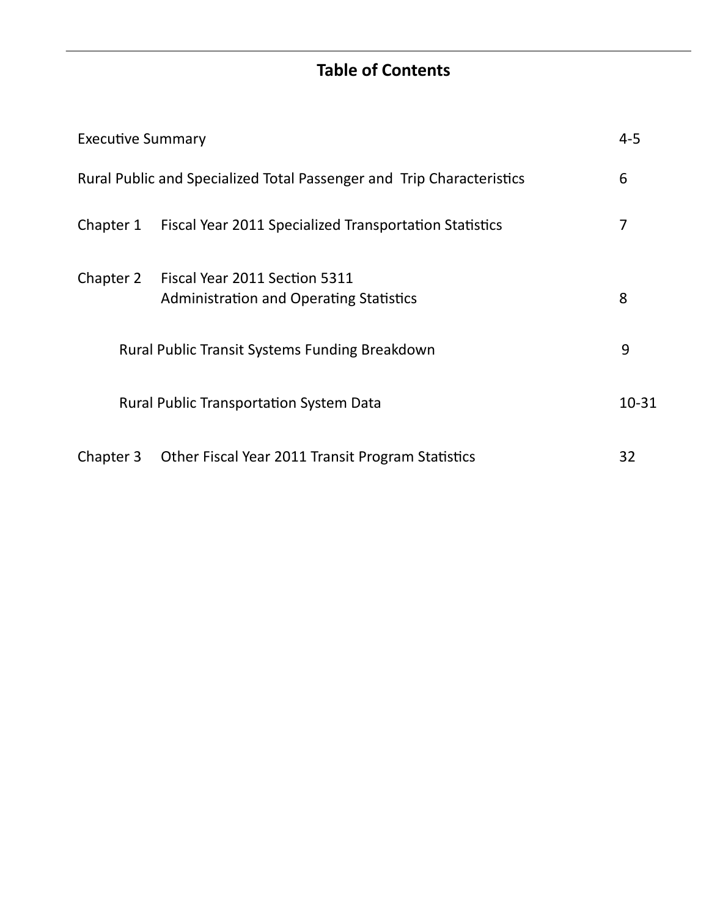# Table of Contents

| | | |
|---|---|---|
| Executive Summary | | 4-5 |
| Rural Public and Specialized Total Passenger and Trip Characteristics | | 6 |
| Chapter 1 | Fiscal Year 2011 Specialized Transportation Statistics | 7 |
| Chapter 2 | Fiscal Year 2011 Section 5311 Administration and Operating Statistics | 8 |
| | Rural Public Transit Systems Funding Breakdown | 9 |
| | Rural Public Transportation System Data | 10-31 |
| Chapter 3 | Other Fiscal Year 2011 Transit Program Statistics | 32 |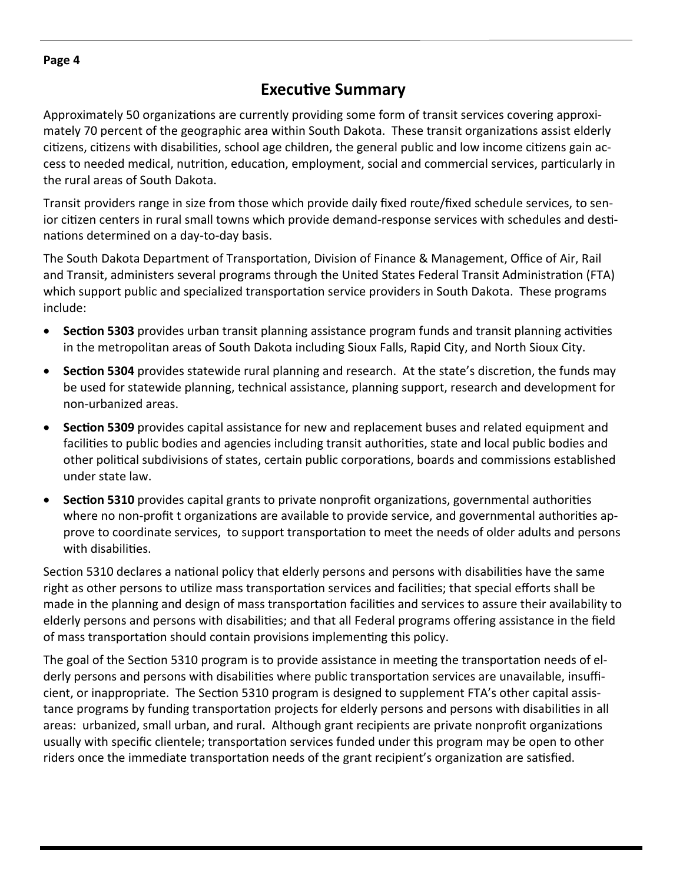## Executive Summary

Approximately 50 organizations are currently providing some form of transit services covering approximately 70 percent of the geographic area within South Dakota. These transit organizations assist elderly citizens, citizens with disabilities, school age children, the general public and low income citizens gain access to needed medical, nutrition, education, employment, social and commercial services, particularly in the rural areas of South Dakota.

Transit providers range in size from those which provide daily fixed route/fixed schedule services, to senior citizen centers in rural small towns which provide demand-response services with schedules and destinations determined on a day-to-day basis.

The South Dakota Department of Transportation, Division of Finance & Management, Office of Air, Rail and Transit, administers several programs through the United States Federal Transit Administration (FTA) which support public and specialized transportation service providers in South Dakota. These programs include:

- **Section 5303** provides urban transit planning assistance program funds and transit planning activities in the metropolitan areas of South Dakota including Sioux Falls, Rapid City, and North Sioux City.
- **Section 5304** provides statewide rural planning and research. At the state's discretion, the funds may be used for statewide planning, technical assistance, planning support, research and development for non-urbanized areas.
- **Section 5309** provides capital assistance for new and replacement buses and related equipment and facilities to public bodies and agencies including transit authorities, state and local public bodies and other political subdivisions of states, certain public corporations, boards and commissions established under state law.
- **Section 5310** provides capital grants to private nonprofit organizations, governmental authorities where no non-profit t organizations are available to provide service, and governmental authorities approve to coordinate services, to support transportation to meet the needs of older adults and persons with disabilities.

Section 5310 declares a national policy that elderly persons and persons with disabilities have the same right as other persons to utilize mass transportation services and facilities; that special efforts shall be made in the planning and design of mass transportation facilities and services to assure their availability to elderly persons and persons with disabilities; and that all Federal programs offering assistance in the field of mass transportation should contain provisions implementing this policy.

The goal of the Section 5310 program is to provide assistance in meeting the transportation needs of elderly persons and persons with disabilities where public transportation services are unavailable, insufficient, or inappropriate. The Section 5310 program is designed to supplement FTA's other capital assistance programs by funding transportation projects for elderly persons and persons with disabilities in all areas: urbanized, small urban, and rural. Although grant recipients are private nonprofit organizations usually with specific clientele; transportation services funded under this program may be open to other riders once the immediate transportation needs of the grant recipient's organization are satisfied.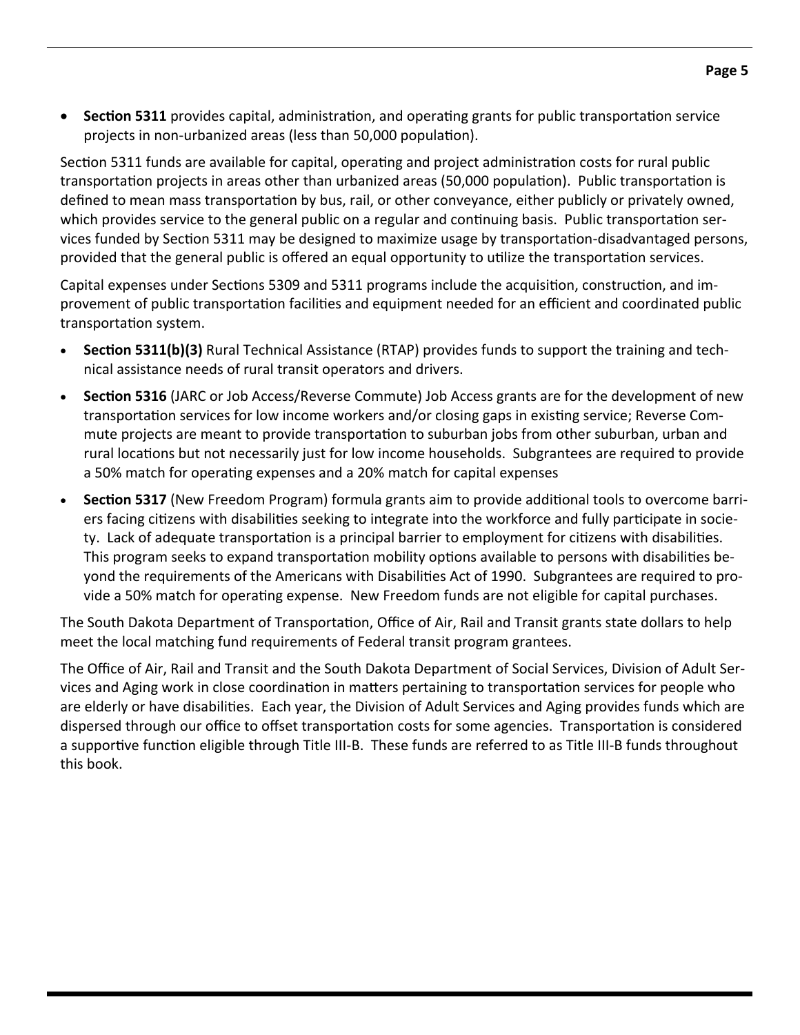- **Section 5311** provides capital, administration, and operating grants for public transportation service projects in non-urbanized areas (less than 50,000 population).

Section 5311 funds are available for capital, operating and project administration costs for rural public transportation projects in areas other than urbanized areas (50,000 population). Public transportation is defined to mean mass transportation by bus, rail, or other conveyance, either publicly or privately owned, which provides service to the general public on a regular and continuing basis. Public transportation services funded by Section 5311 may be designed to maximize usage by transportation-disadvantaged persons, provided that the general public is offered an equal opportunity to utilize the transportation services.

Capital expenses under Sections 5309 and 5311 programs include the acquisition, construction, and improvement of public transportation facilities and equipment needed for an efficient and coordinated public transportation system.

- **Section 5311(b)(3)** Rural Technical Assistance (RTAP) provides funds to support the training and technical assistance needs of rural transit operators and drivers.
- **Section 5316** (JARC or Job Access/Reverse Commute) Job Access grants are for the development of new transportation services for low income workers and/or closing gaps in existing service; Reverse Commute projects are meant to provide transportation to suburban jobs from other suburban, urban and rural locations but not necessarily just for low income households. Subgrantees are required to provide a 50% match for operating expenses and a 20% match for capital expenses
- **Section 5317** (New Freedom Program) formula grants aim to provide additional tools to overcome barriers facing citizens with disabilities seeking to integrate into the workforce and fully participate in society. Lack of adequate transportation is a principal barrier to employment for citizens with disabilities. This program seeks to expand transportation mobility options available to persons with disabilities beyond the requirements of the Americans with Disabilities Act of 1990. Subgrantees are required to provide a 50% match for operating expense. New Freedom funds are not eligible for capital purchases.

The South Dakota Department of Transportation, Office of Air, Rail and Transit grants state dollars to help meet the local matching fund requirements of Federal transit program grantees.

The Office of Air, Rail and Transit and the South Dakota Department of Social Services, Division of Adult Services and Aging work in close coordination in matters pertaining to transportation services for people who are elderly or have disabilities. Each year, the Division of Adult Services and Aging provides funds which are dispersed through our office to offset transportation costs for some agencies. Transportation is considered a supportive function eligible through Title III-B. These funds are referred to as Title III-B funds throughout this book.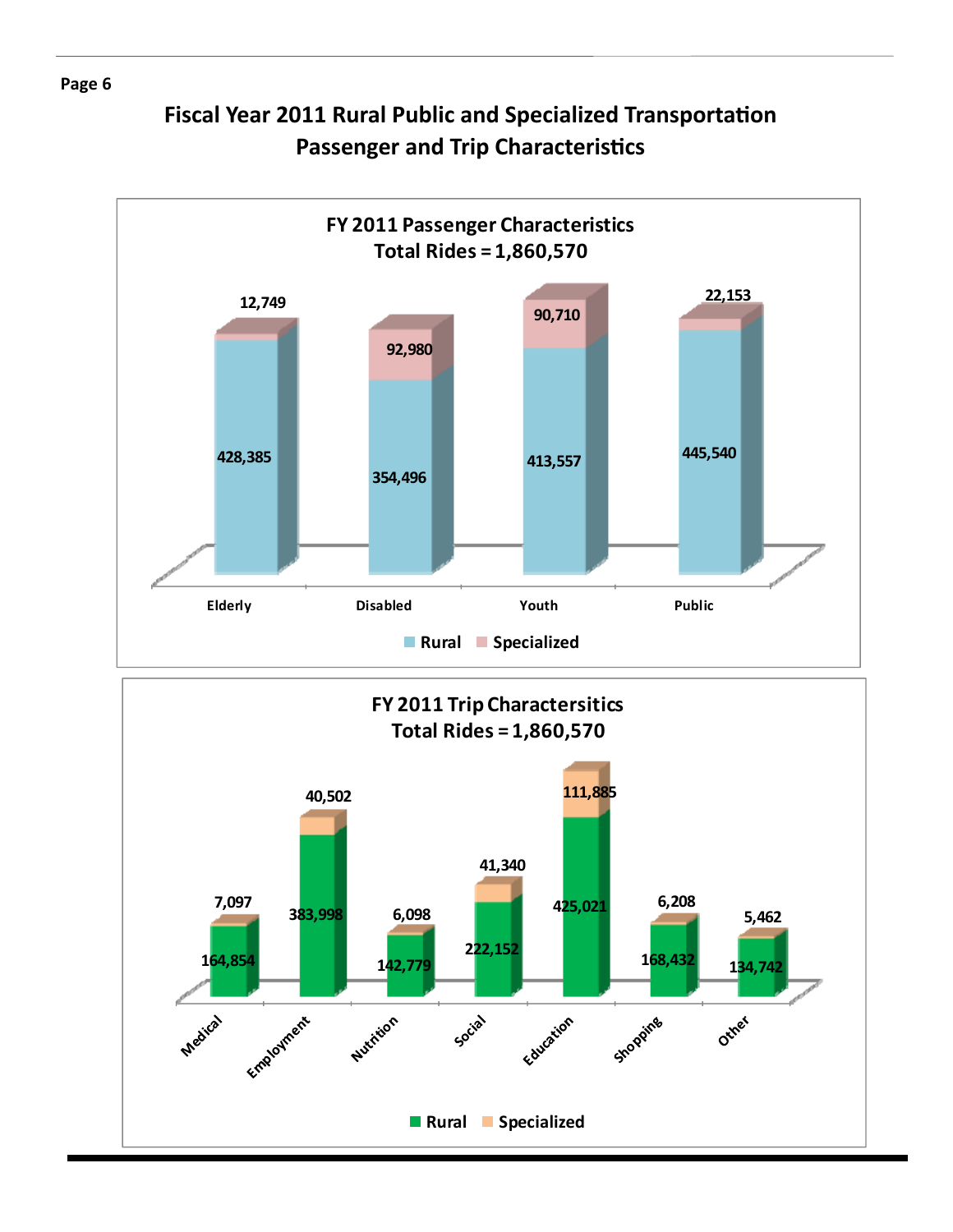# Fiscal Year 2011 Rural Public and Specialized Transportation Passenger and Trip Characteristics

## FY 2011 Passenger Characteristics
### Total Rides = 1,860,570

| | Elderly | Disabled | Youth | Public |
|---|---|---|---|---|
| Rural | 428,385 | 354,496 | 413,557 | 445,540 |
| Specialized | 12,749 | 92,980 | 90,710 | 22,153 |

## FY 2011 Trip Charactersitics
### Total Rides = 1,860,570

| | Medical | Employment | Nutrition | Social | Education | Shopping | Other |
|---|---|---|---|---|---|---|---|
| Rural | 164,854 | 383,998 | 142,779 | 222,152 | 425,021 | 168,432 | 134,742 |
| Specialized | 7,097 | 40,502 | 6,098 | 41,340 | 111,885 | 6,208 | 5,462 |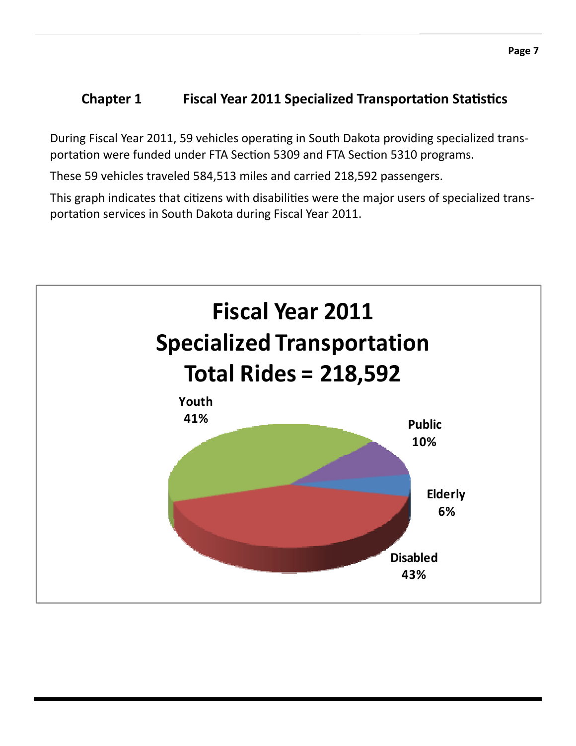## Chapter 1 Fiscal Year 2011 Specialized Transportation Statistics

During Fiscal Year 2011, 59 vehicles operating in South Dakota providing specialized transportation were funded under FTA Section 5309 and FTA Section 5310 programs.

These 59 vehicles traveled 584,513 miles and carried 218,592 passengers.

This graph indicates that citizens with disabilities were the major users of specialized transportation services in South Dakota during Fiscal Year 2011.

**Fiscal Year 2011**
**Specialized Transportation**
**Total Rides = 218,592**

| Category | Percent |
|---|---|
| Youth | 41% |
| Public | 10% |
| Elderly | 6% |
| Disabled | 43% |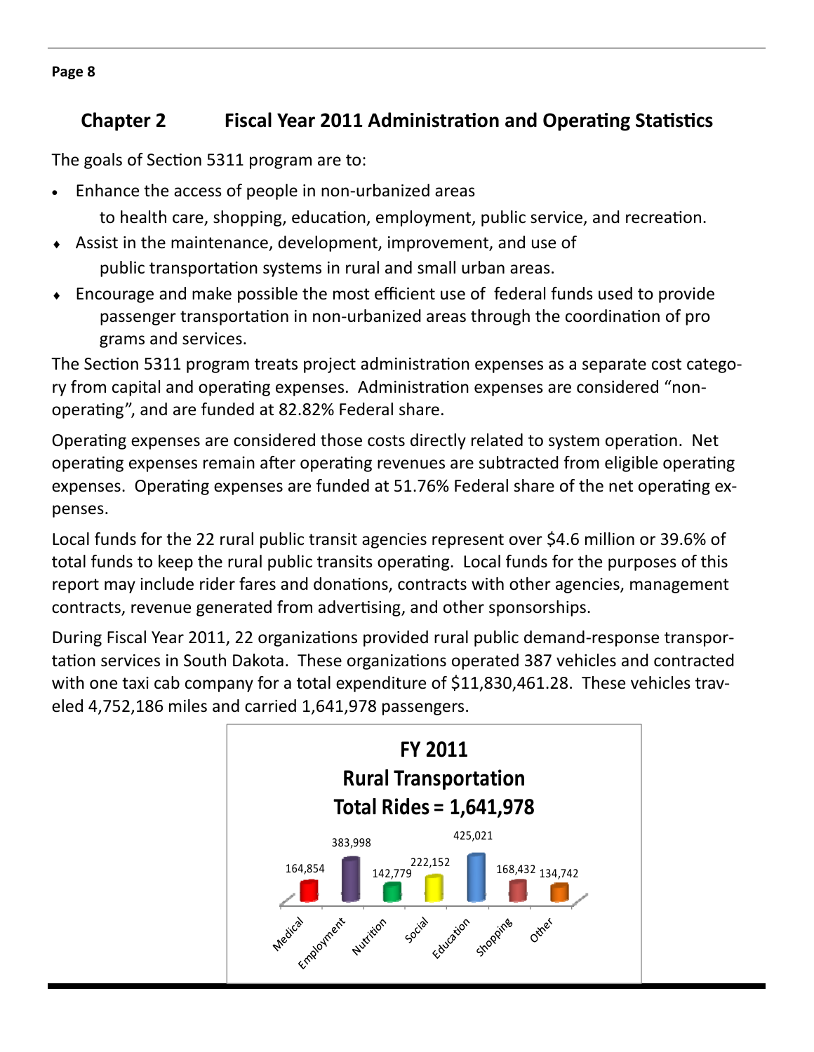## Chapter 2 Fiscal Year 2011 Administration and Operating Statistics

The goals of Section 5311 program are to:

- Enhance the access of people in non-urbanized areas to health care, shopping, education, employment, public service, and recreation.
- Assist in the maintenance, development, improvement, and use of public transportation systems in rural and small urban areas.
- Encourage and make possible the most efficient use of federal funds used to provide passenger transportation in non-urbanized areas through the coordination of programs and services.

The Section 5311 program treats project administration expenses as a separate cost category from capital and operating expenses. Administration expenses are considered "non-operating", and are funded at 82.82% Federal share.

Operating expenses are considered those costs directly related to system operation. Net operating expenses remain after operating revenues are subtracted from eligible operating expenses. Operating expenses are funded at 51.76% Federal share of the net operating expenses.

Local funds for the 22 rural public transit agencies represent over $4.6 million or 39.6% of total funds to keep the rural public transits operating. Local funds for the purposes of this report may include rider fares and donations, contracts with other agencies, management contracts, revenue generated from advertising, and other sponsorships.

During Fiscal Year 2011, 22 organizations provided rural public demand-response transportation services in South Dakota. These organizations operated 387 vehicles and contracted with one taxi cab company for a total expenditure of $11,830,461.28. These vehicles traveled 4,752,186 miles and carried 1,641,978 passengers.

**FY 2011 Rural Transportation Total Rides = 1,641,978**

| Medical | Employment | Nutrition | Social | Education | Shopping | Other |
|---|---|---|---|---|---|---|
| 164,854 | 383,998 | 142,779 | 222,152 | 425,021 | 168,432 | 134,742 |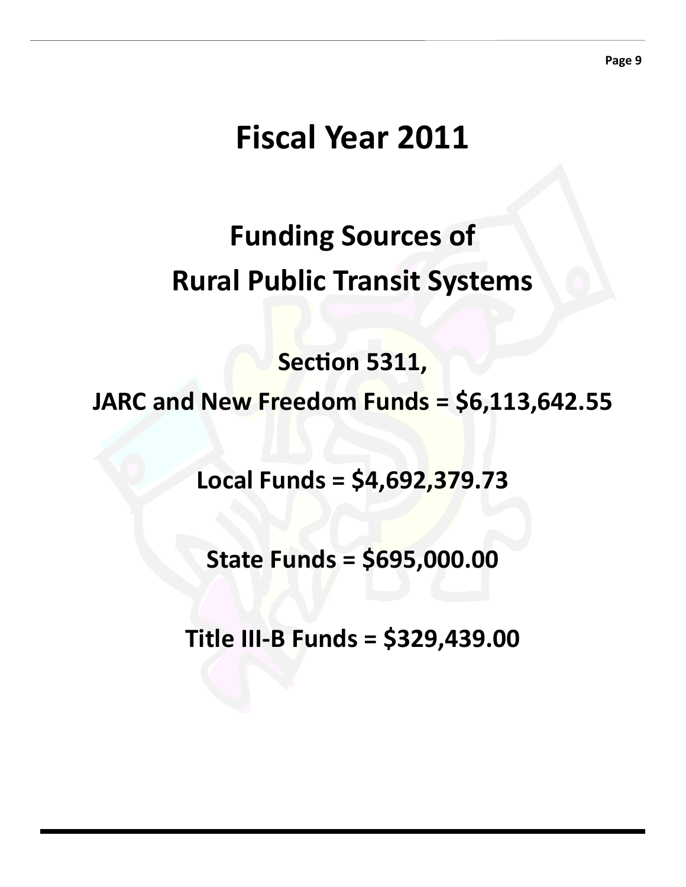# Fiscal Year 2011

## Funding Sources of Rural Public Transit Systems

**Section 5311, JARC and New Freedom Funds = $6,113,642.55**

**Local Funds = $4,692,379.73**

**State Funds = $695,000.00**

**Title III-B Funds = $329,439.00**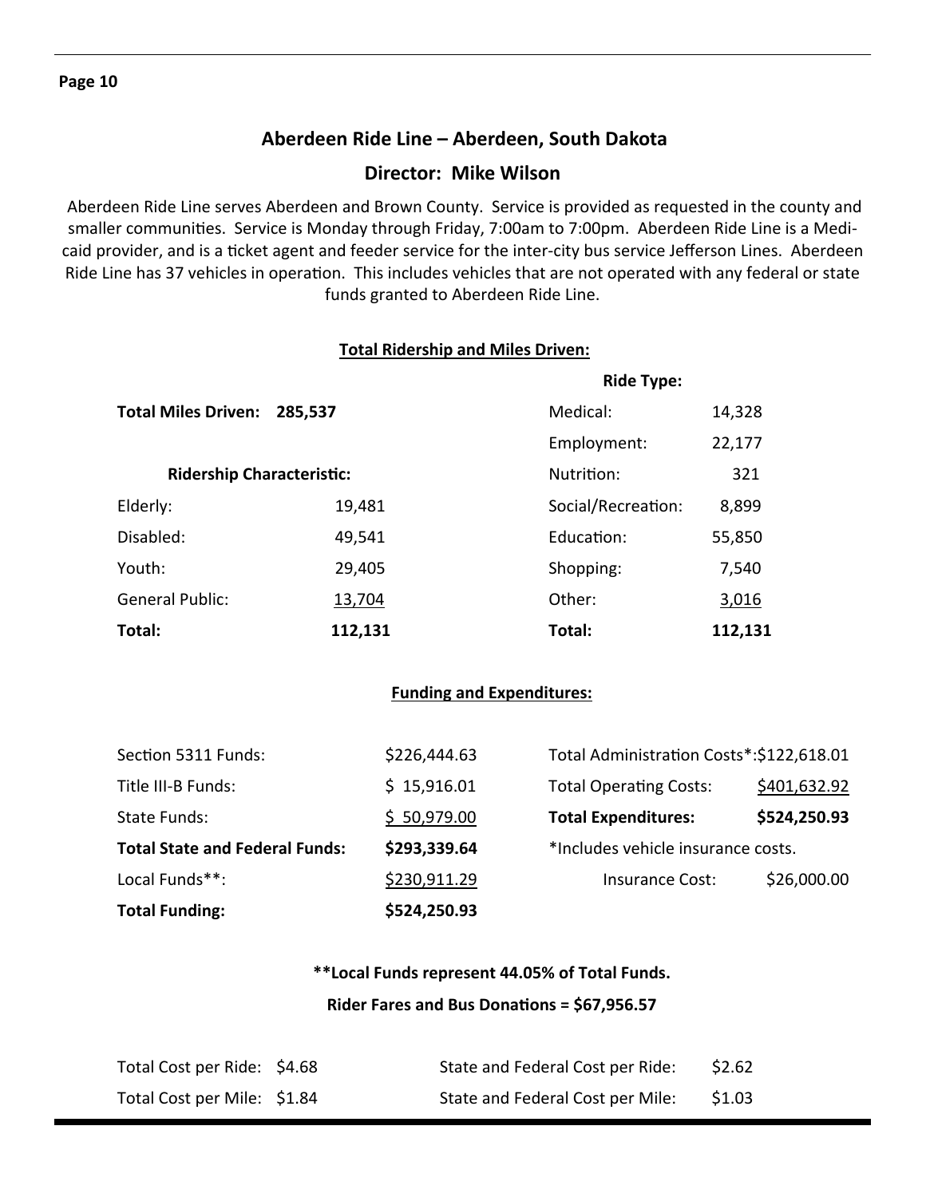## Aberdeen Ride Line – Aberdeen, South Dakota

### Director: Mike Wilson

Aberdeen Ride Line serves Aberdeen and Brown County. Service is provided as requested in the county and smaller communities. Service is Monday through Friday, 7:00am to 7:00pm. Aberdeen Ride Line is a Medicaid provider, and is a ticket agent and feeder service for the inter-city bus service Jefferson Lines. Aberdeen Ride Line has 37 vehicles in operation. This includes vehicles that are not operated with any federal or state funds granted to Aberdeen Ride Line.

**Total Ridership and Miles Driven:**

**Total Miles Driven: 285,537**

| Ridership Characteristic: | | Ride Type: | |
|---|---|---|---|
| Elderly: | 19,481 | Medical: | 14,328 |
| Disabled: | 49,541 | Employment: | 22,177 |
| Youth: | 29,405 | Nutrition: | 321 |
| General Public: | 13,704 | Social/Recreation: | 8,899 |
| | | Education: | 55,850 |
| | | Shopping: | 7,540 |
| | | Other: | 3,016 |
| **Total:** | **112,131** | **Total:** | **112,131** |

**Funding and Expenditures:**

| | | | |
|---|---|---|---|
| Section 5311 Funds: | $226,444.63 | Total Administration Costs*: | $122,618.01 |
| Title III-B Funds: | $ 15,916.01 | Total Operating Costs: | $401,632.92 |
| State Funds: | $ 50,979.00 | **Total Expenditures:** | **$524,250.93** |
| **Total State and Federal Funds:** | **$293,339.64** | *Includes vehicle insurance costs. | |
| Local Funds**: | $230,911.29 | Insurance Cost: | $26,000.00 |
| **Total Funding:** | **$524,250.93** | | |

**\*\*Local Funds represent 44.05% of Total Funds.**

**Rider Fares and Bus Donations = $67,956.57**

| | | | |
|---|---|---|---|
| Total Cost per Ride: | $4.68 | State and Federal Cost per Ride: | $2.62 |
| Total Cost per Mile: | $1.84 | State and Federal Cost per Mile: | $1.03 |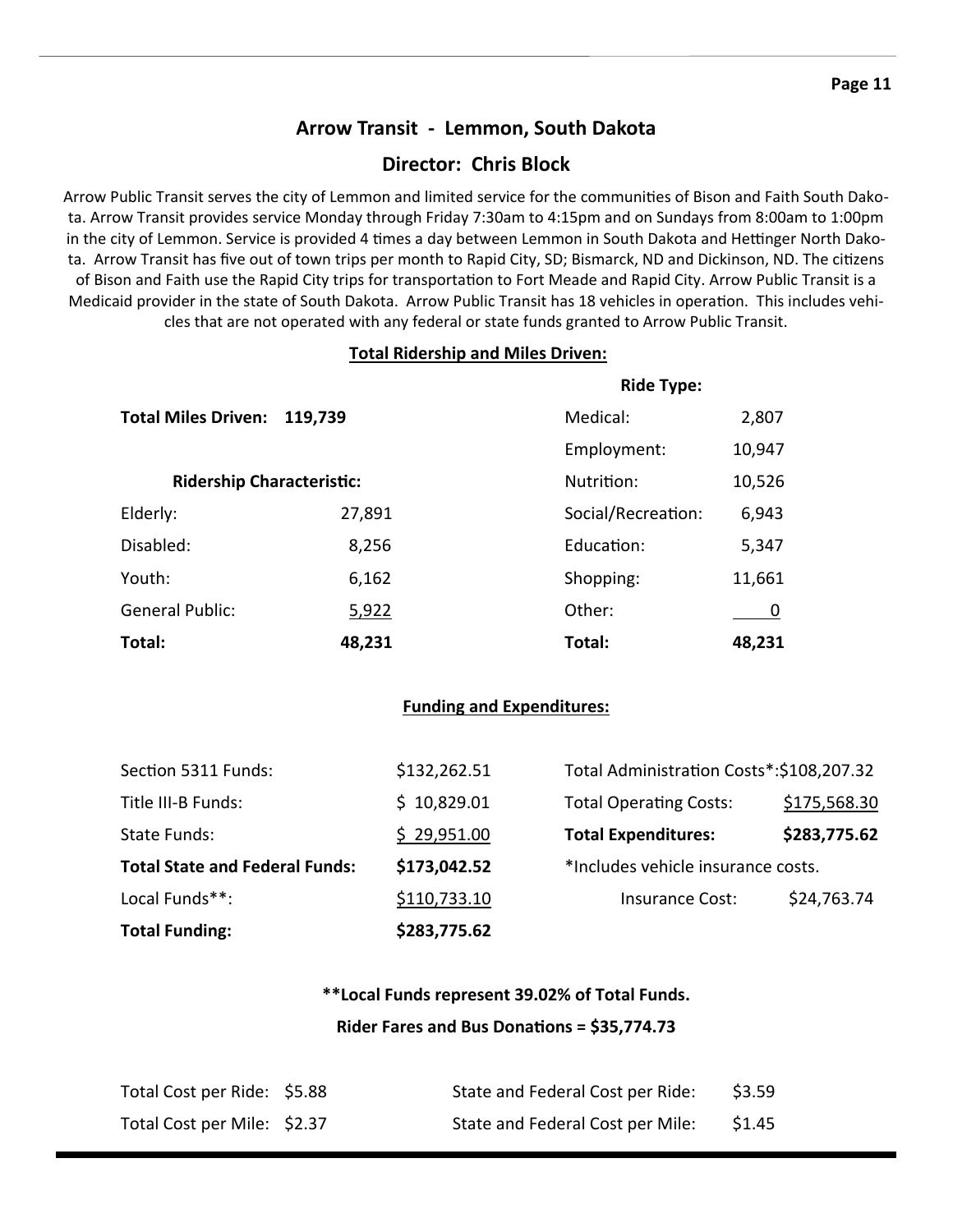## Arrow Transit - Lemmon, South Dakota

## Director: Chris Block

Arrow Public Transit serves the city of Lemmon and limited service for the communities of Bison and Faith South Dakota. Arrow Transit provides service Monday through Friday 7:30am to 4:15pm and on Sundays from 8:00am to 1:00pm in the city of Lemmon. Service is provided 4 times a day between Lemmon in South Dakota and Hettinger North Dakota. Arrow Transit has five out of town trips per month to Rapid City, SD; Bismarck, ND and Dickinson, ND. The citizens of Bison and Faith use the Rapid City trips for transportation to Fort Meade and Rapid City. Arrow Public Transit is a Medicaid provider in the state of South Dakota. Arrow Public Transit has 18 vehicles in operation. This includes vehicles that are not operated with any federal or state funds granted to Arrow Public Transit.

### Total Ridership and Miles Driven:

**Total Miles Driven: 119,739**

| Ridership Characteristic: | | Ride Type: | |
|---|---|---|---|
| Elderly: | 27,891 | Medical: | 2,807 |
| Disabled: | 8,256 | Employment: | 10,947 |
| Youth: | 6,162 | Nutrition: | 10,526 |
| General Public: | 5,922 | Social/Recreation: | 6,943 |
| | | Education: | 5,347 |
| | | Shopping: | 11,661 |
| | | Other: | 0 |
| **Total:** | **48,231** | **Total:** | **48,231** |

### Funding and Expenditures:

| | | | |
|---|---|---|---|
| Section 5311 Funds: | $132,262.51 | Total Administration Costs*: | $108,207.32 |
| Title III-B Funds: | $ 10,829.01 | Total Operating Costs: | $175,568.30 |
| State Funds: | $ 29,951.00 | **Total Expenditures:** | **$283,775.62** |
| **Total State and Federal Funds:** | **$173,042.52** | *Includes vehicle insurance costs. | |
| Local Funds**: | $110,733.10 | Insurance Cost: | $24,763.74 |
| **Total Funding:** | **$283,775.62** | | |

**\*\*Local Funds represent 39.02% of Total Funds.**

**Rider Fares and Bus Donations = $35,774.73**

| | | | |
|---|---|---|---|
| Total Cost per Ride: | $5.88 | State and Federal Cost per Ride: | $3.59 |
| Total Cost per Mile: | $2.37 | State and Federal Cost per Mile: | $1.45 |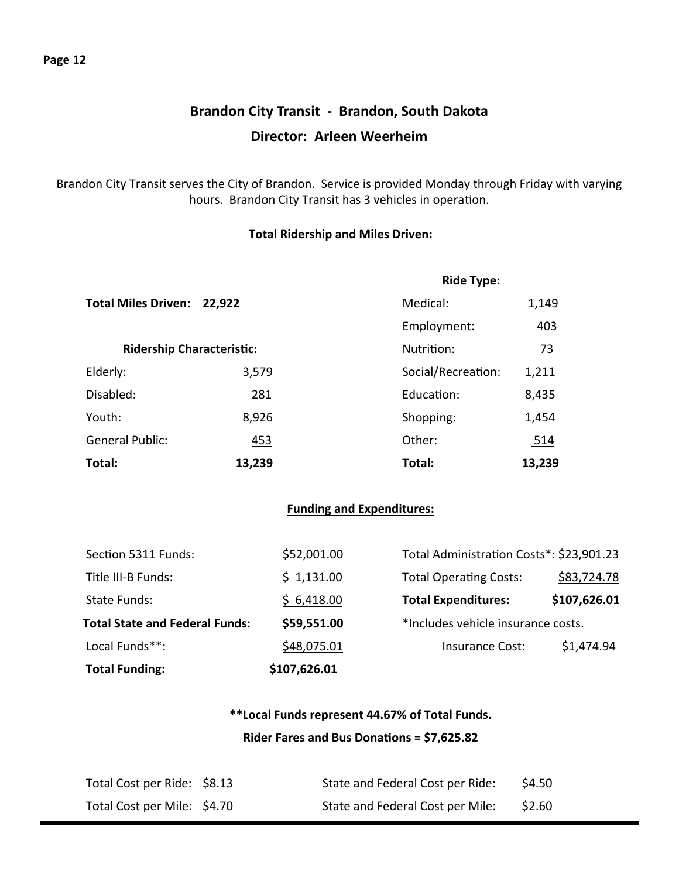# Brandon City Transit - Brandon, South Dakota

## Director: Arleen Weerheim

Brandon City Transit serves the City of Brandon. Service is provided Monday through Friday with varying hours. Brandon City Transit has 3 vehicles in operation.

### Total Ridership and Miles Driven:

**Total Miles Driven: 22,922**

| Ridership Characteristic: | |
|---|---|
| Elderly: | 3,579 |
| Disabled: | 281 |
| Youth: | 8,926 |
| General Public: | 453 |
| **Total:** | **13,239** |

| Ride Type: | |
|---|---|
| Medical: | 1,149 |
| Employment: | 403 |
| Nutrition: | 73 |
| Social/Recreation: | 1,211 |
| Education: | 8,435 |
| Shopping: | 1,454 |
| Other: | 514 |
| **Total:** | **13,239** |

### Funding and Expenditures:

| | |
|---|---|
| Section 5311 Funds: | $52,001.00 |
| Title III-B Funds: | $ 1,131.00 |
| State Funds: | $ 6,418.00 |
| **Total State and Federal Funds:** | **$59,551.00** |
| Local Funds**: | $48,075.01 |
| **Total Funding:** | **$107,626.01** |

| | |
|---|---|
| Total Administration Costs*: | $23,901.23 |
| Total Operating Costs: | $83,724.78 |
| **Total Expenditures:** | **$107,626.01** |

*Includes vehicle insurance costs.

Insurance Cost: $1,474.94

**\*\*Local Funds represent 44.67% of Total Funds.**

**Rider Fares and Bus Donations = $7,625.82**

| | | | |
|---|---|---|---|
| Total Cost per Ride: | $8.13 | State and Federal Cost per Ride: | $4.50 |
| Total Cost per Mile: | $4.70 | State and Federal Cost per Mile: | $2.60 |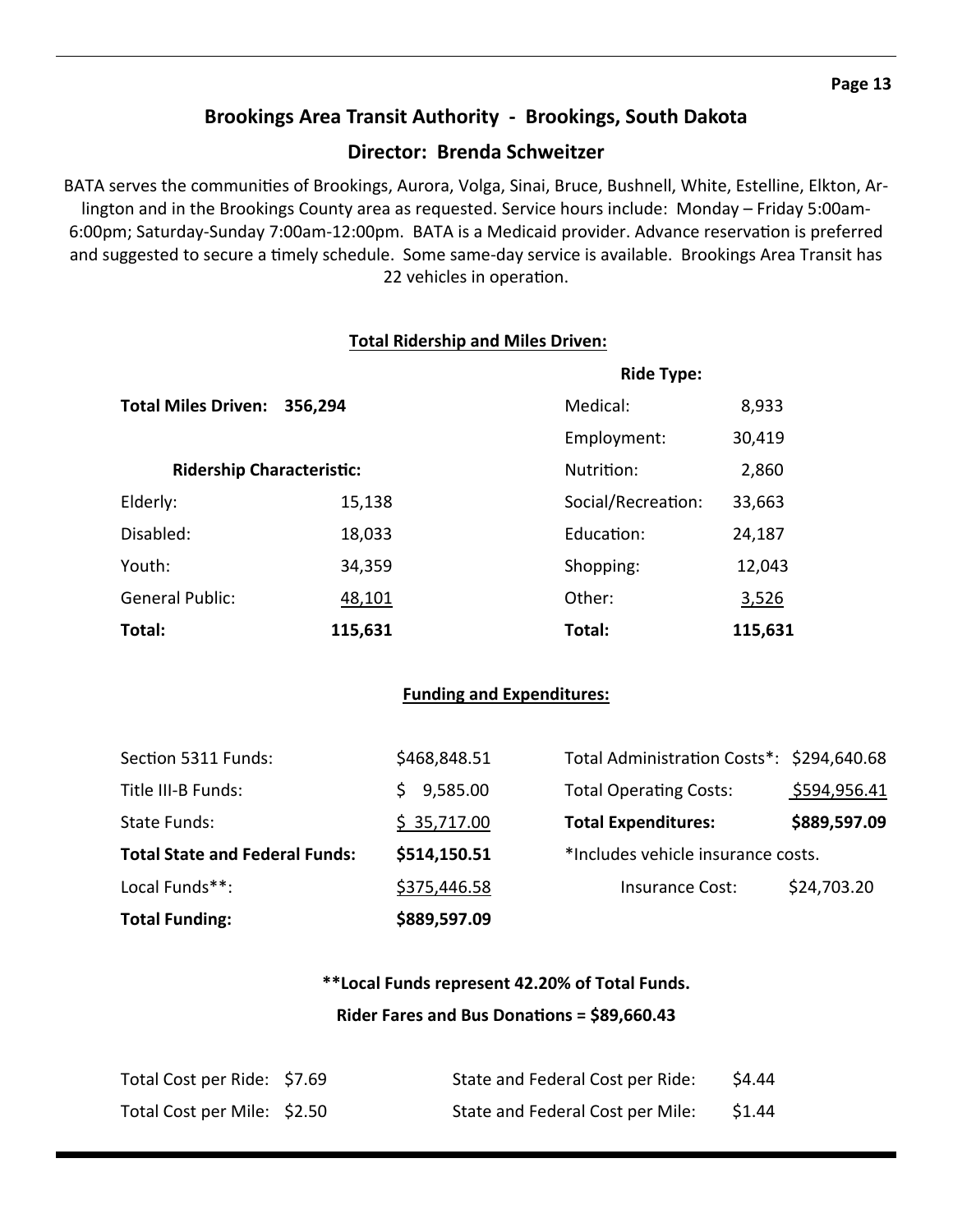## Brookings Area Transit Authority - Brookings, South Dakota

### Director: Brenda Schweitzer

BATA serves the communities of Brookings, Aurora, Volga, Sinai, Bruce, Bushnell, White, Estelline, Elkton, Arlington and in the Brookings County area as requested. Service hours include: Monday – Friday 5:00am-6:00pm; Saturday-Sunday 7:00am-12:00pm. BATA is a Medicaid provider. Advance reservation is preferred and suggested to secure a timely schedule. Some same-day service is available. Brookings Area Transit has 22 vehicles in operation.

**Total Ridership and Miles Driven:**

**Total Miles Driven: 356,294**

| Ridership Characteristic: | |
|---|---|
| Elderly: | 15,138 |
| Disabled: | 18,033 |
| Youth: | 34,359 |
| General Public: | 48,101 |
| **Total:** | **115,631** |

| Ride Type: | |
|---|---|
| Medical: | 8,933 |
| Employment: | 30,419 |
| Nutrition: | 2,860 |
| Social/Recreation: | 33,663 |
| Education: | 24,187 |
| Shopping: | 12,043 |
| Other: | 3,526 |
| **Total:** | **115,631** |

**Funding and Expenditures:**

| | |
|---|---|
| Section 5311 Funds: | $468,848.51 |
| Title III-B Funds: | $ 9,585.00 |
| State Funds: | $ 35,717.00 |
| **Total State and Federal Funds:** | **$514,150.51** |
| Local Funds**: | $375,446.58 |
| **Total Funding:** | **$889,597.09** |

| | |
|---|---|
| Total Administration Costs*: | $294,640.68 |
| Total Operating Costs: | $594,956.41 |
| **Total Expenditures:** | **$889,597.09** |

*Includes vehicle insurance costs.

Insurance Cost: $24,703.20

****Local Funds represent 42.20% of Total Funds.**

**Rider Fares and Bus Donations = $89,660.43**

| | | | |
|---|---|---|---|
| Total Cost per Ride: | $7.69 | State and Federal Cost per Ride: | $4.44 |
| Total Cost per Mile: | $2.50 | State and Federal Cost per Mile: | $1.44 |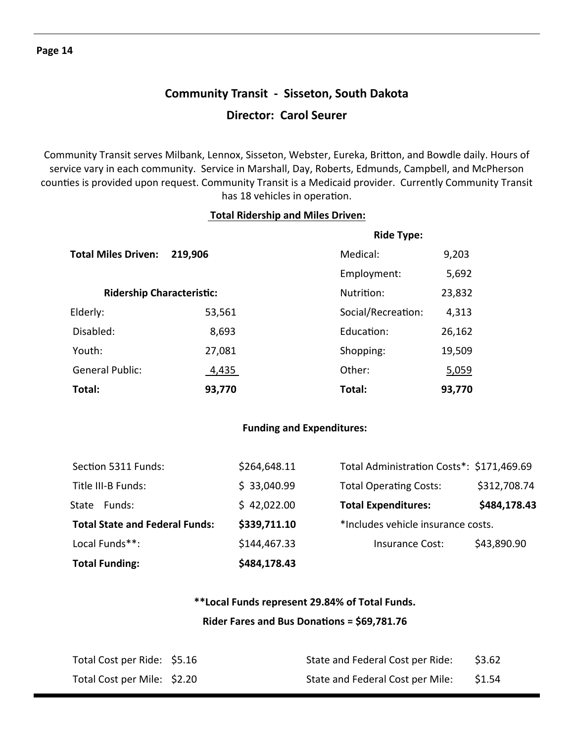## Community Transit - Sisseton, South Dakota

## Director: Carol Seurer

Community Transit serves Milbank, Lennox, Sisseton, Webster, Eureka, Britton, and Bowdle daily. Hours of service vary in each community. Service in Marshall, Day, Roberts, Edmunds, Campbell, and McPherson counties is provided upon request. Community Transit is a Medicaid provider. Currently Community Transit has 18 vehicles in operation.

### Total Ridership and Miles Driven:

**Total Miles Driven: 219,906**

| Ridership Characteristic: | | Ride Type: | |
|---|---|---|---|
| Elderly: | 53,561 | Medical: | 9,203 |
| Disabled: | 8,693 | Employment: | 5,692 |
| Youth: | 27,081 | Nutrition: | 23,832 |
| General Public: | 4,435 | Social/Recreation: | 4,313 |
| | | Education: | 26,162 |
| | | Shopping: | 19,509 |
| | | Other: | 5,059 |
| **Total:** | **93,770** | **Total:** | **93,770** |

### Funding and Expenditures:

| | | | |
|---|---|---|---|
| Section 5311 Funds: | $264,648.11 | Total Administration Costs*: | $171,469.69 |
| Title III-B Funds: | $ 33,040.99 | Total Operating Costs: | $312,708.74 |
| State Funds: | $ 42,022.00 | **Total Expenditures:** | **$484,178.43** |
| **Total State and Federal Funds:** | **$339,711.10** | *Includes vehicle insurance costs. | |
| Local Funds**: | $144,467.33 | Insurance Cost: | $43,890.90 |
| **Total Funding:** | **$484,178.43** | | |

**\*\*Local Funds represent 29.84% of Total Funds.**

**Rider Fares and Bus Donations = $69,781.76**

| | | | |
|---|---|---|---|
| Total Cost per Ride: | $5.16 | State and Federal Cost per Ride: | $3.62 |
| Total Cost per Mile: | $2.20 | State and Federal Cost per Mile: | $1.54 |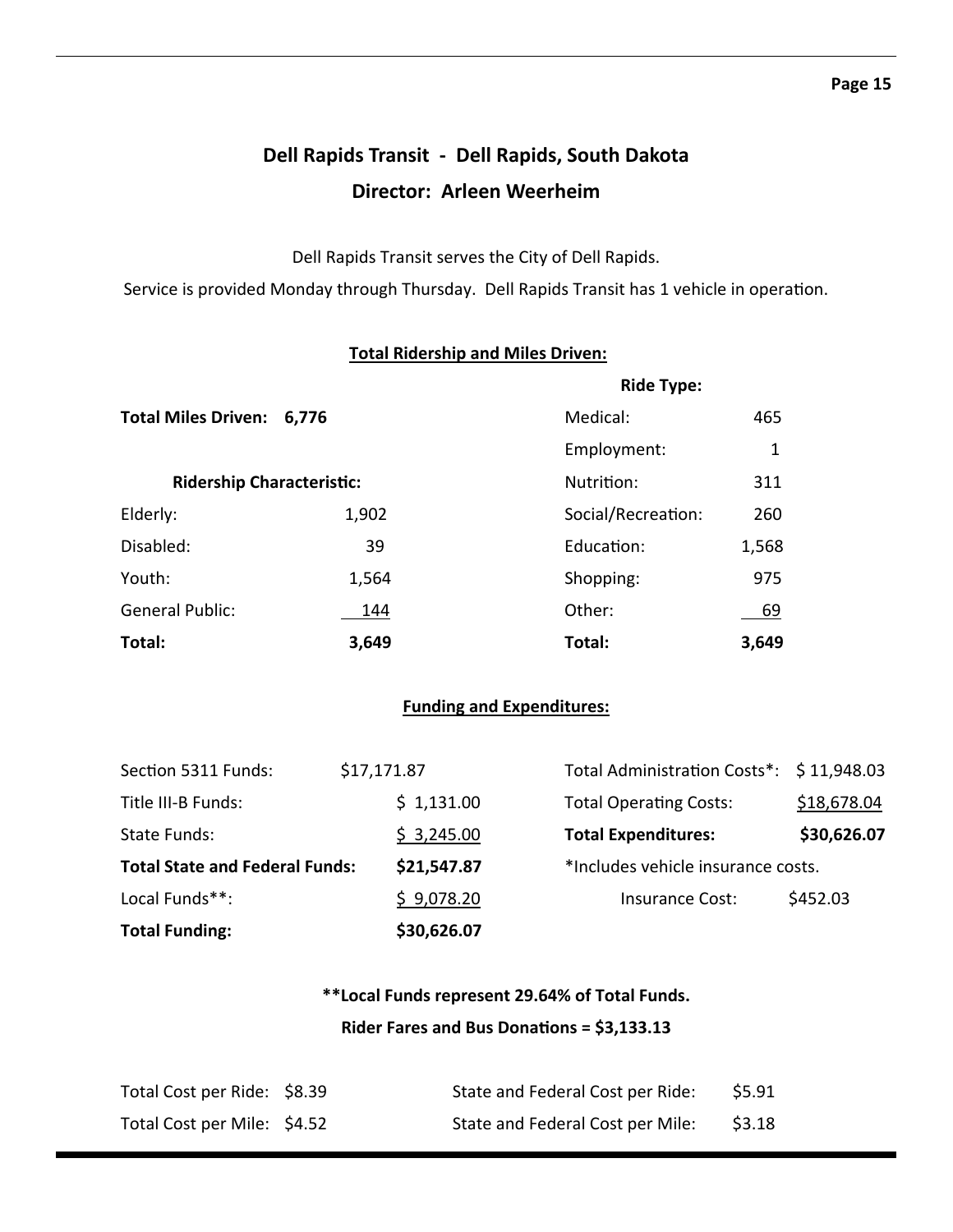## Dell Rapids Transit - Dell Rapids, South Dakota

## Director: Arleen Weerheim

Dell Rapids Transit serves the City of Dell Rapids.

Service is provided Monday through Thursday. Dell Rapids Transit has 1 vehicle in operation.

### Total Ridership and Miles Driven:

**Total Miles Driven: 6,776**

| Ridership Characteristic: | |
|---|---|
| Elderly: | 1,902 |
| Disabled: | 39 |
| Youth: | 1,564 |
| General Public: | 144 |
| **Total:** | **3,649** |

| Ride Type: | |
|---|---|
| Medical: | 465 |
| Employment: | 1 |
| Nutrition: | 311 |
| Social/Recreation: | 260 |
| Education: | 1,568 |
| Shopping: | 975 |
| Other: | 69 |
| **Total:** | **3,649** |

### Funding and Expenditures:

| | |
|---|---|
| Section 5311 Funds: | $17,171.87 |
| Title III-B Funds: | $ 1,131.00 |
| State Funds: | $ 3,245.00 |
| **Total State and Federal Funds:** | **$21,547.87** |
| Local Funds**: | $ 9,078.20 |
| **Total Funding:** | **$30,626.07** |

| | |
|---|---|
| Total Administration Costs*: | $ 11,948.03 |
| Total Operating Costs: | $18,678.04 |
| **Total Expenditures:** | **$30,626.07** |

*Includes vehicle insurance costs.

Insurance Cost: $452.03

**\*\*Local Funds represent 29.64% of Total Funds.**

**Rider Fares and Bus Donations = $3,133.13**

| | | | |
|---|---|---|---|
| Total Cost per Ride: | $8.39 | State and Federal Cost per Ride: | $5.91 |
| Total Cost per Mile: | $4.52 | State and Federal Cost per Mile: | $3.18 |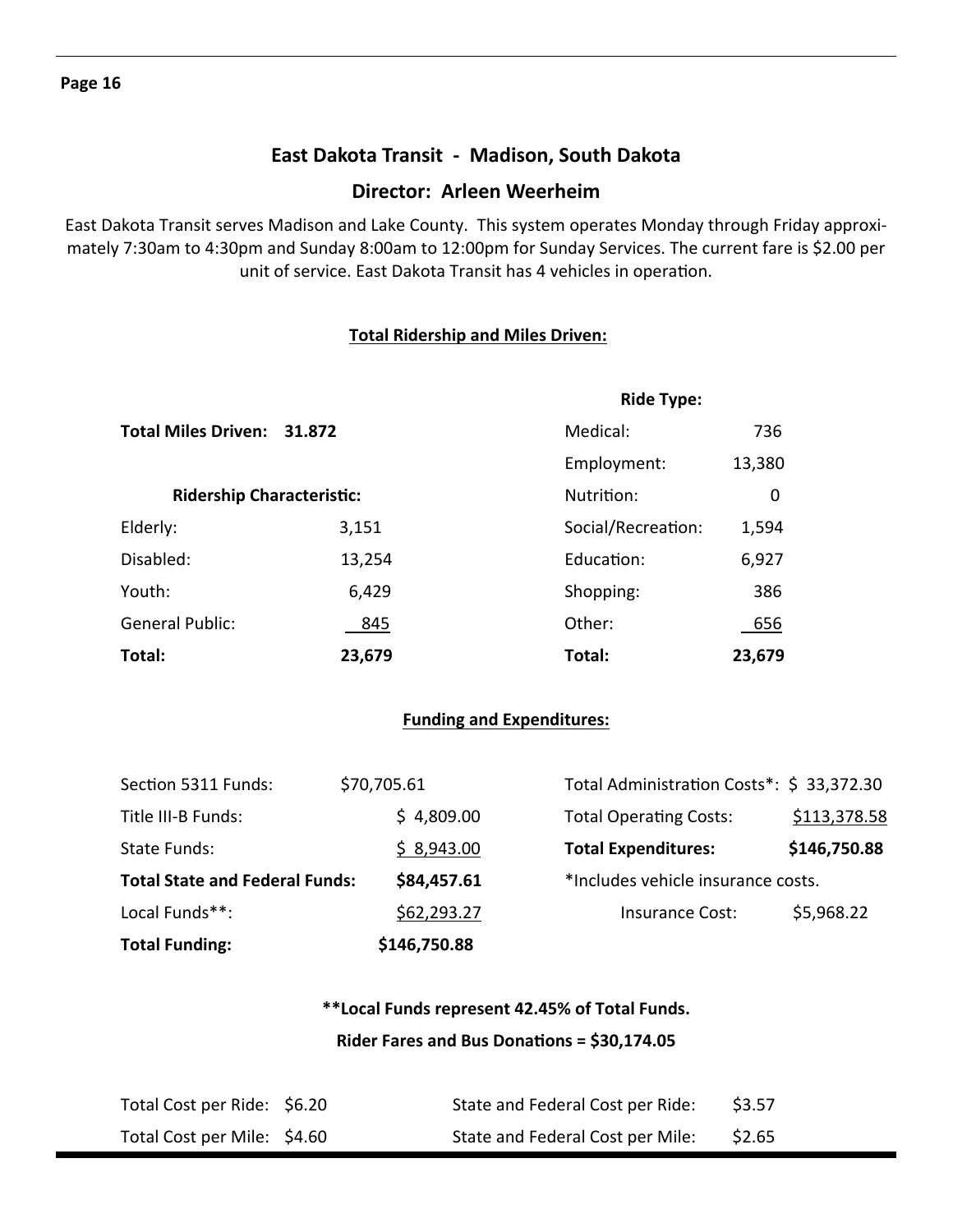## East Dakota Transit - Madison, South Dakota

### Director: Arleen Weerheim

East Dakota Transit serves Madison and Lake County. This system operates Monday through Friday approximately 7:30am to 4:30pm and Sunday 8:00am to 12:00pm for Sunday Services. The current fare is $2.00 per unit of service. East Dakota Transit has 4 vehicles in operation.

**Total Ridership and Miles Driven:**

**Total Miles Driven: 31.872**

| Ridership Characteristic: | |
|---|---|
| Elderly: | 3,151 |
| Disabled: | 13,254 |
| Youth: | 6,429 |
| General Public: | 845 |
| **Total:** | **23,679** |

| Ride Type: | |
|---|---|
| Medical: | 736 |
| Employment: | 13,380 |
| Nutrition: | 0 |
| Social/Recreation: | 1,594 |
| Education: | 6,927 |
| Shopping: | 386 |
| Other: | 656 |
| **Total:** | **23,679** |

**Funding and Expenditures:**

| | |
|---|---|
| Section 5311 Funds: | $70,705.61 |
| Title III-B Funds: | $ 4,809.00 |
| State Funds: | $ 8,943.00 |
| **Total State and Federal Funds:** | **$84,457.61** |
| Local Funds**: | $62,293.27 |
| **Total Funding:** | **$146,750.88** |

| | |
|---|---|
| Total Administration Costs*: | $ 33,372.30 |
| Total Operating Costs: | $113,378.58 |
| **Total Expenditures:** | **$146,750.88** |

*Includes vehicle insurance costs.

Insurance Cost: $5,968.22

**Local Funds represent 42.45% of Total Funds.**

**Rider Fares and Bus Donations = $30,174.05**

| | | | |
|---|---|---|---|
| Total Cost per Ride: | $6.20 | State and Federal Cost per Ride: | $3.57 |
| Total Cost per Mile: | $4.60 | State and Federal Cost per Mile: | $2.65 |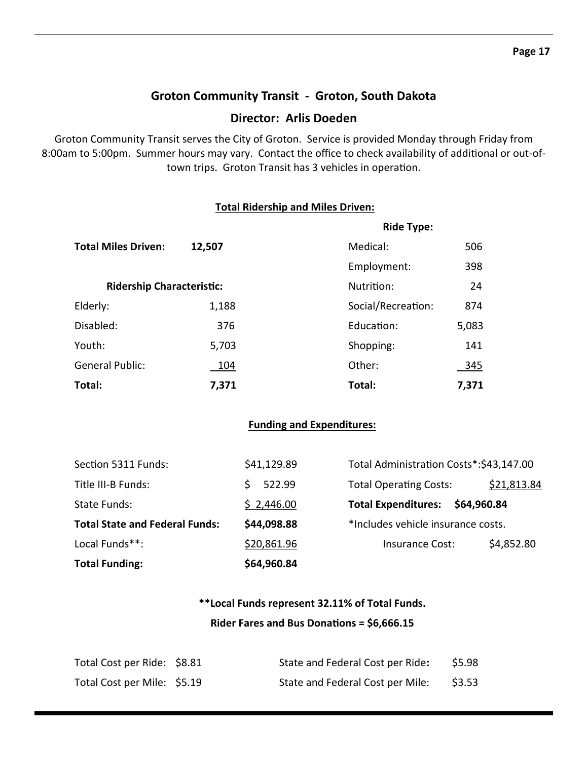## Groton Community Transit - Groton, South Dakota

## Director: Arlis Doeden

Groton Community Transit serves the City of Groton. Service is provided Monday through Friday from 8:00am to 5:00pm. Summer hours may vary. Contact the office to check availability of additional or out-of-town trips. Groton Transit has 3 vehicles in operation.

### Total Ridership and Miles Driven:

**Total Miles Driven: 12,507**

| Ridership Characteristic: | |
|---|---|
| Elderly: | 1,188 |
| Disabled: | 376 |
| Youth: | 5,703 |
| General Public: | 104 |
| **Total:** | **7,371** |

| Ride Type: | |
|---|---|
| Medical: | 506 |
| Employment: | 398 |
| Nutrition: | 24 |
| Social/Recreation: | 874 |
| Education: | 5,083 |
| Shopping: | 141 |
| Other: | 345 |
| **Total:** | **7,371** |

### Funding and Expenditures:

| | |
|---|---|
| Section 5311 Funds: | $41,129.89 |
| Title III-B Funds: | $ 522.99 |
| State Funds: | $ 2,446.00 |
| **Total State and Federal Funds:** | **$44,098.88** |
| Local Funds**: | $20,861.96 |
| **Total Funding:** | **$64,960.84** |

| | |
|---|---|
| Total Administration Costs*: | $43,147.00 |
| Total Operating Costs: | $21,813.84 |
| **Total Expenditures:** | **$64,960.84** |

*Includes vehicle insurance costs.

Insurance Cost: $4,852.80

**\*\*Local Funds represent 32.11% of Total Funds.**

**Rider Fares and Bus Donations = $6,666.15**

| | | | |
|---|---|---|---|
| Total Cost per Ride: | $8.81 | State and Federal Cost per Ride: | $5.98 |
| Total Cost per Mile: | $5.19 | State and Federal Cost per Mile: | $3.53 |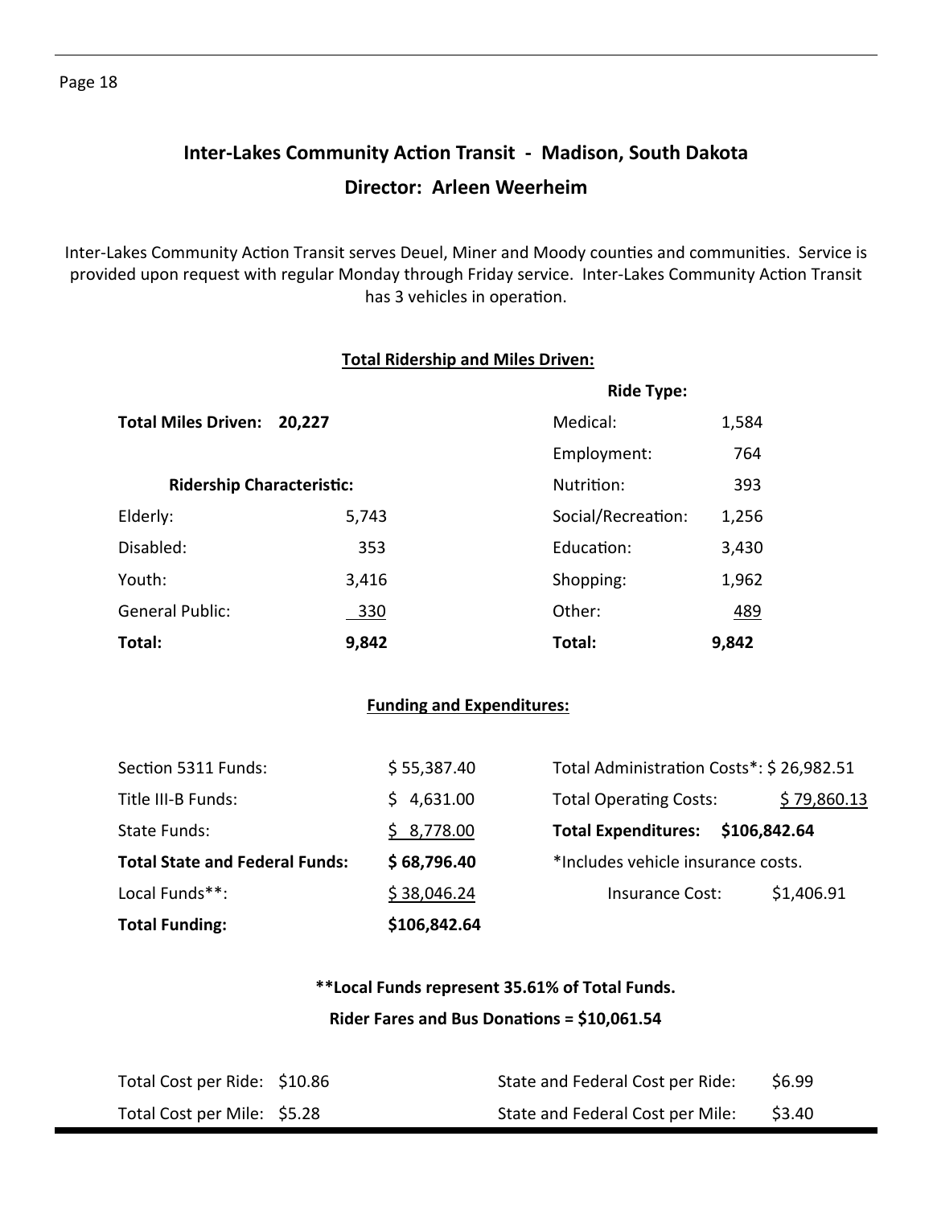# Inter-Lakes Community Action Transit - Madison, South Dakota

## Director: Arleen Weerheim

Inter-Lakes Community Action Transit serves Deuel, Miner and Moody counties and communities. Service is provided upon request with regular Monday through Friday service. Inter-Lakes Community Action Transit has 3 vehicles in operation.

### Total Ridership and Miles Driven:

**Total Miles Driven: 20,227**

| Ridership Characteristic: | |
|---|---|
| Elderly: | 5,743 |
| Disabled: | 353 |
| Youth: | 3,416 |
| General Public: | 330 |
| **Total:** | **9,842** |

| Ride Type: | |
|---|---|
| Medical: | 1,584 |
| Employment: | 764 |
| Nutrition: | 393 |
| Social/Recreation: | 1,256 |
| Education: | 3,430 |
| Shopping: | 1,962 |
| Other: | 489 |
| **Total:** | **9,842** |

### Funding and Expenditures:

| | |
|---|---|
| Section 5311 Funds: | $ 55,387.40 |
| Title III-B Funds: | $ 4,631.00 |
| State Funds: | $ 8,778.00 |
| **Total State and Federal Funds:** | **$ 68,796.40** |
| Local Funds**: | $ 38,046.24 |
| **Total Funding:** | **$106,842.64** |

| | |
|---|---|
| Total Administration Costs*: | $ 26,982.51 |
| Total Operating Costs: | $ 79,860.13 |
| **Total Expenditures:** | **$106,842.64** |

*Includes vehicle insurance costs.

Insurance Cost: $1,406.91

**\*\*Local Funds represent 35.61% of Total Funds.**

**Rider Fares and Bus Donations = $10,061.54**

| | | | |
|---|---|---|---|
| Total Cost per Ride: | $10.86 | State and Federal Cost per Ride: | $6.99 |
| Total Cost per Mile: | $5.28 | State and Federal Cost per Mile: | $3.40 |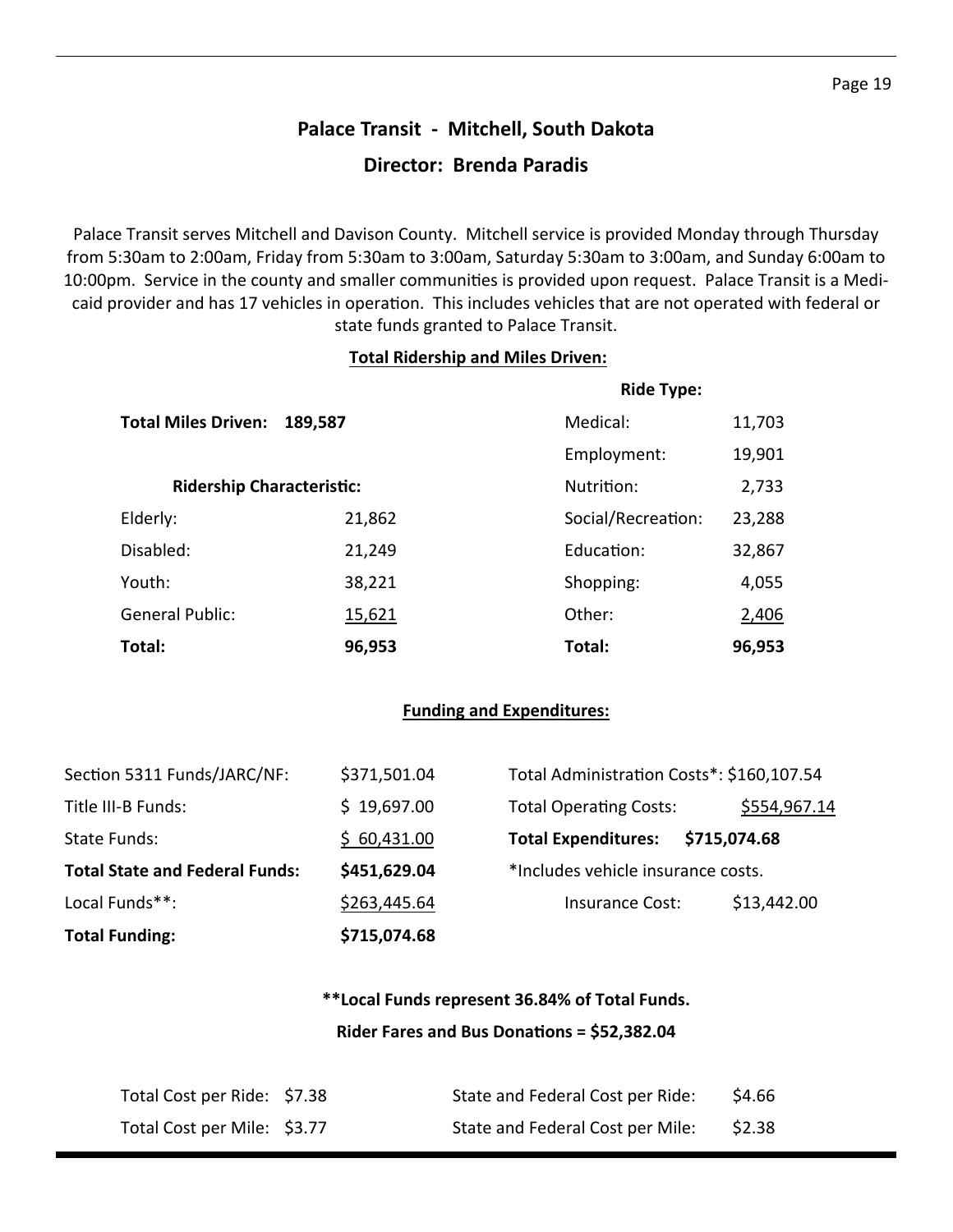## Palace Transit - Mitchell, South Dakota

## Director: Brenda Paradis

Palace Transit serves Mitchell and Davison County. Mitchell service is provided Monday through Thursday from 5:30am to 2:00am, Friday from 5:30am to 3:00am, Saturday 5:30am to 3:00am, and Sunday 6:00am to 10:00pm. Service in the county and smaller communities is provided upon request. Palace Transit is a Medicaid provider and has 17 vehicles in operation. This includes vehicles that are not operated with federal or state funds granted to Palace Transit.

**Total Ridership and Miles Driven:**

**Total Miles Driven: 189,587**

| Ridership Characteristic: | | Ride Type: | |
|---|---|---|---|
| Elderly: | 21,862 | Medical: | 11,703 |
| Disabled: | 21,249 | Employment: | 19,901 |
| Youth: | 38,221 | Nutrition: | 2,733 |
| General Public: | 15,621 | Social/Recreation: | 23,288 |
| | | Education: | 32,867 |
| | | Shopping: | 4,055 |
| | | Other: | 2,406 |
| **Total:** | **96,953** | **Total:** | **96,953** |

**Funding and Expenditures:**

| | |
|---|---|
| Section 5311 Funds/JARC/NF: | $371,501.04 |
| Title III-B Funds: | $ 19,697.00 |
| State Funds: | $ 60,431.00 |
| **Total State and Federal Funds:** | **$451,629.04** |
| Local Funds**: | $263,445.64 |
| **Total Funding:** | **$715,074.68** |

| | |
|---|---|
| Total Administration Costs*: | $160,107.54 |
| Total Operating Costs: | $554,967.14 |
| **Total Expenditures:** | **$715,074.68** |

*Includes vehicle insurance costs.

Insurance Cost: $13,442.00

**\*\*Local Funds represent 36.84% of Total Funds.**

**Rider Fares and Bus Donations = $52,382.04**

| | | | |
|---|---|---|---|
| Total Cost per Ride: | $7.38 | State and Federal Cost per Ride: | $4.66 |
| Total Cost per Mile: | $3.77 | State and Federal Cost per Mile: | $2.38 |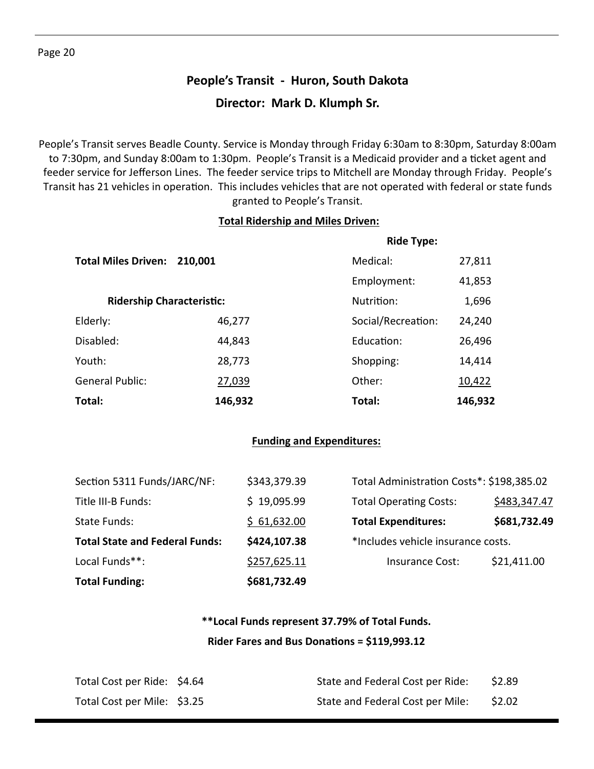# People's Transit - Huron, South Dakota

## Director: Mark D. Klumph Sr.

People's Transit serves Beadle County. Service is Monday through Friday 6:30am to 8:30pm, Saturday 8:00am to 7:30pm, and Sunday 8:00am to 1:30pm. People's Transit is a Medicaid provider and a ticket agent and feeder service for Jefferson Lines. The feeder service trips to Mitchell are Monday through Friday. People's Transit has 21 vehicles in operation. This includes vehicles that are not operated with federal or state funds granted to People's Transit.

### Total Ridership and Miles Driven:

**Total Miles Driven: 210,001**

| Ridership Characteristic: | | Ride Type: | |
|---|---|---|---|
| Elderly: | 46,277 | Medical: | 27,811 |
| Disabled: | 44,843 | Employment: | 41,853 |
| Youth: | 28,773 | Nutrition: | 1,696 |
| General Public: | 27,039 | Social/Recreation: | 24,240 |
| | | Education: | 26,496 |
| | | Shopping: | 14,414 |
| | | Other: | 10,422 |
| **Total:** | **146,932** | **Total:** | **146,932** |

### Funding and Expenditures:

| | | | |
|---|---|---|---|
| Section 5311 Funds/JARC/NF: | $343,379.39 | Total Administration Costs*: | $198,385.02 |
| Title III-B Funds: | $ 19,095.99 | Total Operating Costs: | $483,347.47 |
| State Funds: | $ 61,632.00 | **Total Expenditures:** | **$681,732.49** |
| **Total State and Federal Funds:** | **$424,107.38** | *Includes vehicle insurance costs. | |
| Local Funds**: | $257,625.11 | Insurance Cost: | $21,411.00 |
| **Total Funding:** | **$681,732.49** | | |

**\*\*Local Funds represent 37.79% of Total Funds.**

**Rider Fares and Bus Donations = $119,993.12**

| | | | |
|---|---|---|---|
| Total Cost per Ride: | $4.64 | State and Federal Cost per Ride: | $2.89 |
| Total Cost per Mile: | $3.25 | State and Federal Cost per Mile: | $2.02 |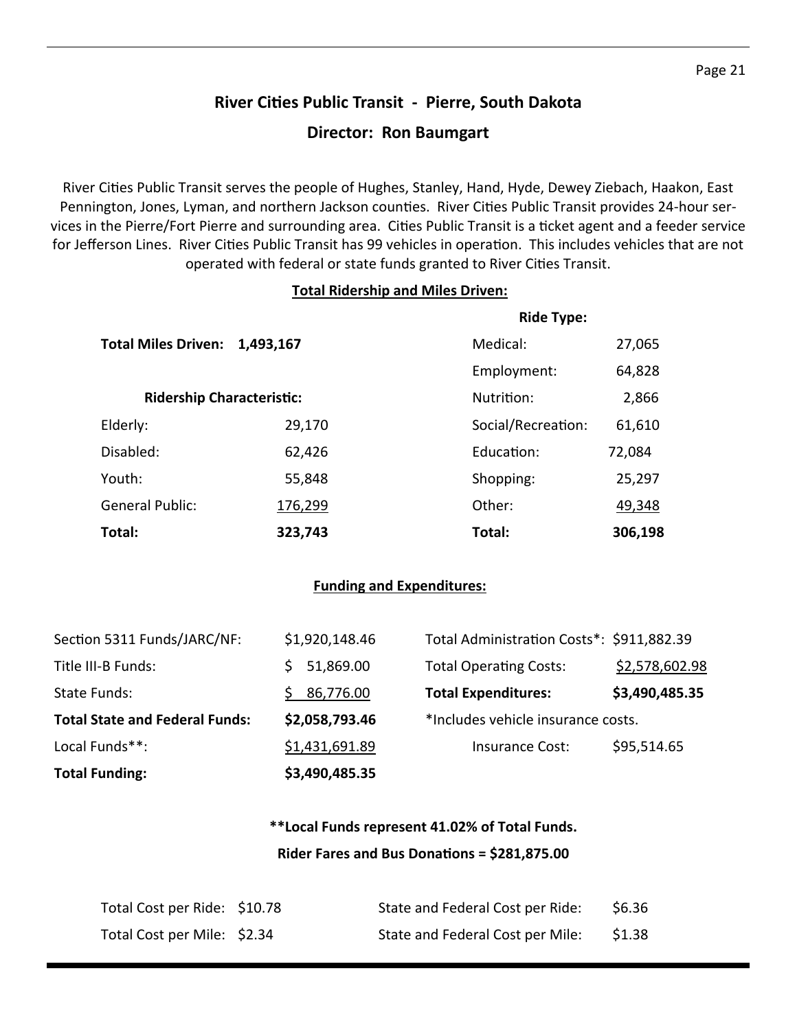## River Cities Public Transit - Pierre, South Dakota

### Director: Ron Baumgart

River Cities Public Transit serves the people of Hughes, Stanley, Hand, Hyde, Dewey Ziebach, Haakon, East Pennington, Jones, Lyman, and northern Jackson counties. River Cities Public Transit provides 24-hour services in the Pierre/Fort Pierre and surrounding area. Cities Public Transit is a ticket agent and a feeder service for Jefferson Lines. River Cities Public Transit has 99 vehicles in operation. This includes vehicles that are not operated with federal or state funds granted to River Cities Transit.

**Total Ridership and Miles Driven:**

**Total Miles Driven: 1,493,167**

| Ridership Characteristic: | | Ride Type: | |
|---|---|---|---|
| | | Medical: | 27,065 |
| | | Employment: | 64,828 |
| | | Nutrition: | 2,866 |
| Elderly: | 29,170 | Social/Recreation: | 61,610 |
| Disabled: | 62,426 | Education: | 72,084 |
| Youth: | 55,848 | Shopping: | 25,297 |
| General Public: | 176,299 | Other: | 49,348 |
| **Total:** | **323,743** | **Total:** | **306,198** |

**Funding and Expenditures:**

| | | | |
|---|---|---|---|
| Section 5311 Funds/JARC/NF: | $1,920,148.46 | Total Administration Costs*: | $911,882.39 |
| Title III-B Funds: | $ 51,869.00 | Total Operating Costs: | $2,578,602.98 |
| State Funds: | $ 86,776.00 | **Total Expenditures:** | **$3,490,485.35** |
| **Total State and Federal Funds:** | **$2,058,793.46** | *Includes vehicle insurance costs. | |
| Local Funds**: | $1,431,691.89 | Insurance Cost: | $95,514.65 |
| **Total Funding:** | **$3,490,485.35** | | |

**\*\*Local Funds represent 41.02% of Total Funds.**

**Rider Fares and Bus Donations = $281,875.00**

| | | | |
|---|---|---|---|
| Total Cost per Ride: | $10.78 | State and Federal Cost per Ride: | $6.36 |
| Total Cost per Mile: | $2.34 | State and Federal Cost per Mile: | $1.38 |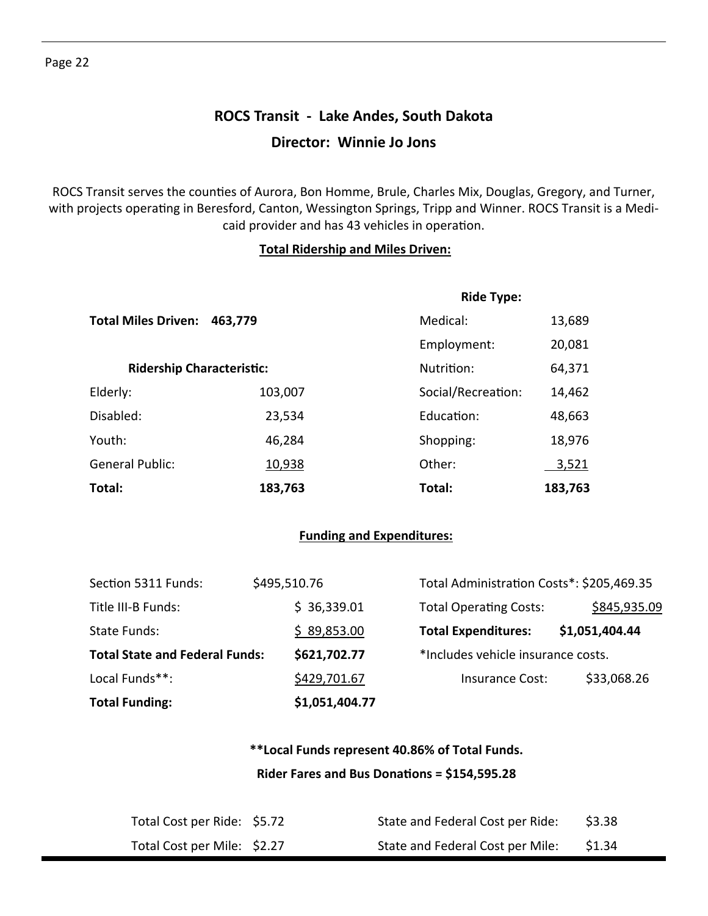## ROCS Transit - Lake Andes, South Dakota

### Director: Winnie Jo Jons

ROCS Transit serves the counties of Aurora, Bon Homme, Brule, Charles Mix, Douglas, Gregory, and Turner, with projects operating in Beresford, Canton, Wessington Springs, Tripp and Winner. ROCS Transit is a Medicaid provider and has 43 vehicles in operation.

**Total Ridership and Miles Driven:**

**Total Miles Driven: 463,779**

| Ridership Characteristic: | |
|---|---|
| Elderly: | 103,007 |
| Disabled: | 23,534 |
| Youth: | 46,284 |
| General Public: | 10,938 |
| **Total:** | **183,763** |

| Ride Type: | |
|---|---|
| Medical: | 13,689 |
| Employment: | 20,081 |
| Nutrition: | 64,371 |
| Social/Recreation: | 14,462 |
| Education: | 48,663 |
| Shopping: | 18,976 |
| Other: | 3,521 |
| **Total:** | **183,763** |

**Funding and Expenditures:**

| Funding | |
|---|---|
| Section 5311 Funds: | $495,510.76 |
| Title III-B Funds: | $ 36,339.01 |
| State Funds: | $ 89,853.00 |
| **Total State and Federal Funds:** | **$621,702.77** |
| Local Funds**: | $429,701.67 |
| **Total Funding:** | **$1,051,404.77** |

| Expenditures | |
|---|---|
| Total Administration Costs*: | $205,469.35 |
| Total Operating Costs: | $845,935.09 |
| **Total Expenditures:** | **$1,051,404.44** |

*Includes vehicle insurance costs.

Insurance Cost: $33,068.26

**\*\*Local Funds represent 40.86% of Total Funds.**

**Rider Fares and Bus Donations = $154,595.28**

| | | | |
|---|---|---|---|
| Total Cost per Ride: | $5.72 | State and Federal Cost per Ride: | $3.38 |
| Total Cost per Mile: | $2.27 | State and Federal Cost per Mile: | $1.34 |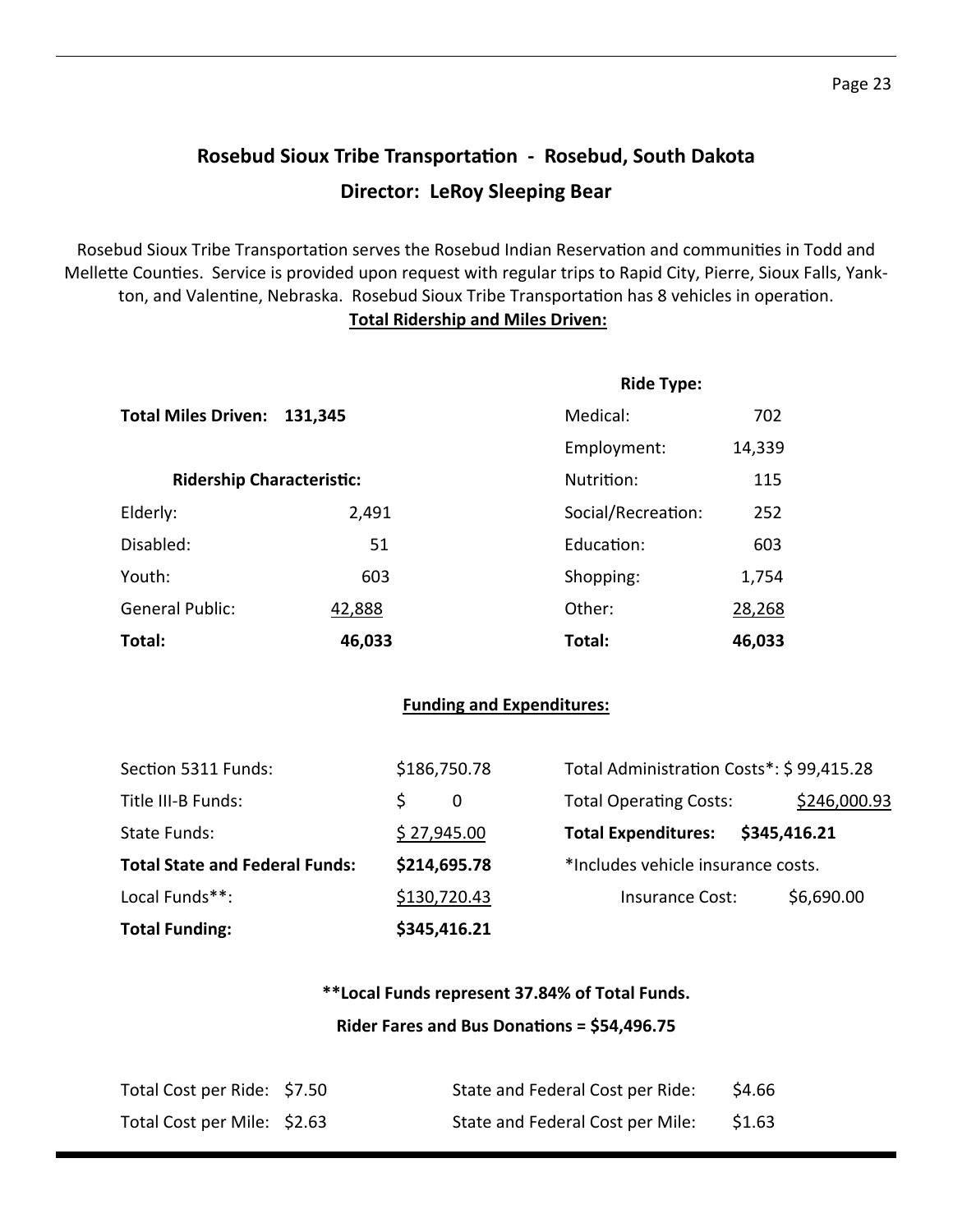## Rosebud Sioux Tribe Transportation - Rosebud, South Dakota

### Director: LeRoy Sleeping Bear

Rosebud Sioux Tribe Transportation serves the Rosebud Indian Reservation and communities in Todd and Mellette Counties. Service is provided upon request with regular trips to Rapid City, Pierre, Sioux Falls, Yankton, and Valentine, Nebraska. Rosebud Sioux Tribe Transportation has 8 vehicles in operation.

**Total Ridership and Miles Driven:**

**Total Miles Driven: 131,345**

| Ridership Characteristic: | | Ride Type: | |
|---|---|---|---|
| Elderly: | 2,491 | Medical: | 702 |
| Disabled: | 51 | Employment: | 14,339 |
| Youth: | 603 | Nutrition: | 115 |
| General Public: | 42,888 | Social/Recreation: | 252 |
| | | Education: | 603 |
| | | Shopping: | 1,754 |
| | | Other: | 28,268 |
| **Total:** | **46,033** | **Total:** | **46,033** |

**Funding and Expenditures:**

| | | | |
|---|---|---|---|
| Section 5311 Funds: | $186,750.78 | Total Administration Costs*: | $ 99,415.28 |
| Title III-B Funds: | $ 0 | Total Operating Costs: | $246,000.93 |
| State Funds: | $ 27,945.00 | **Total Expenditures:** | **$345,416.21** |
| **Total State and Federal Funds:** | **$214,695.78** | *Includes vehicle insurance costs. | |
| Local Funds**: | $130,720.43 | Insurance Cost: | $6,690.00 |
| **Total Funding:** | **$345,416.21** | | |

**\*\*Local Funds represent 37.84% of Total Funds.**

**Rider Fares and Bus Donations = $54,496.75**

| | | | |
|---|---|---|---|
| Total Cost per Ride: | $7.50 | State and Federal Cost per Ride: | $4.66 |
| Total Cost per Mile: | $2.63 | State and Federal Cost per Mile: | $1.63 |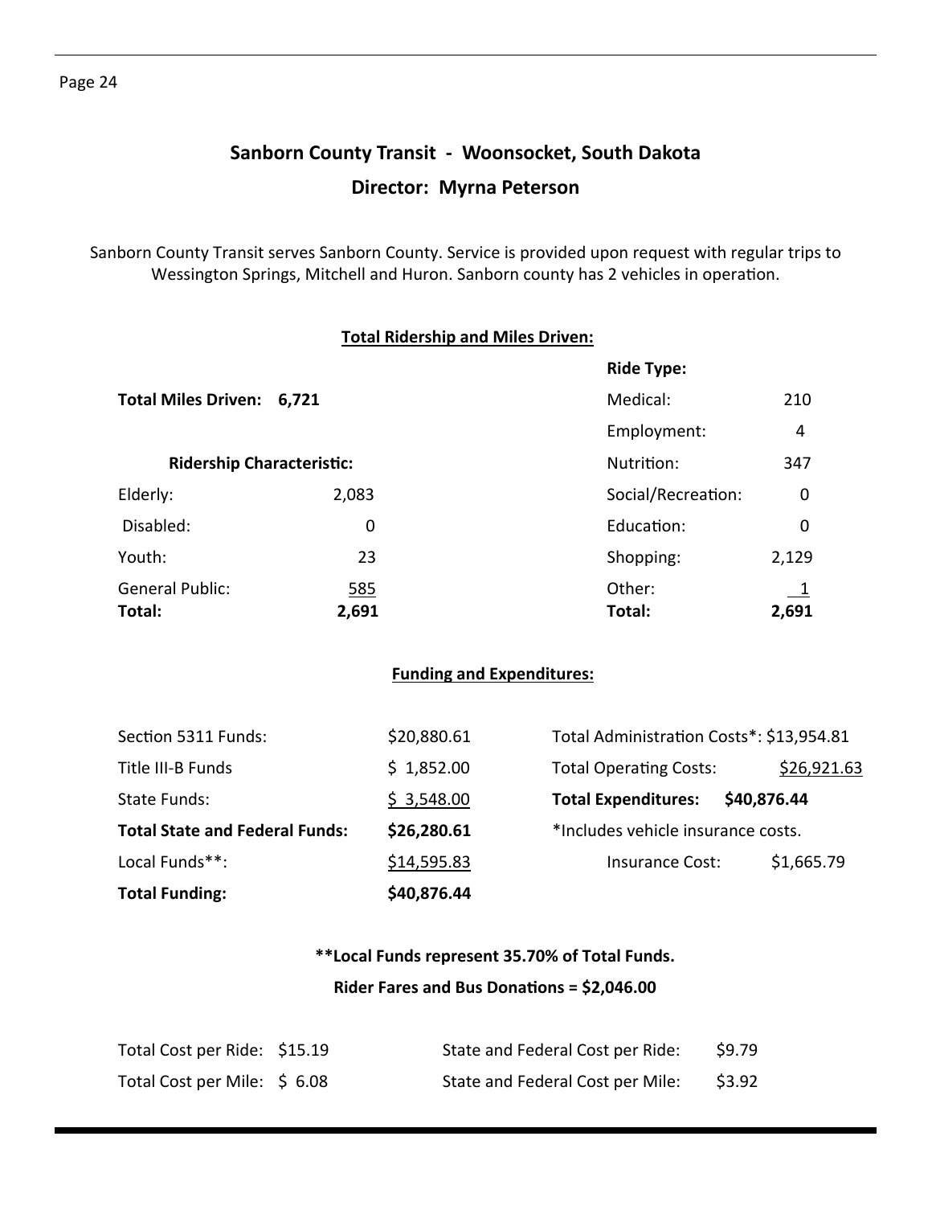# Sanborn County Transit - Woonsocket, South Dakota

## Director: Myrna Peterson

Sanborn County Transit serves Sanborn County. Service is provided upon request with regular trips to Wessington Springs, Mitchell and Huron. Sanborn county has 2 vehicles in operation.

### Total Ridership and Miles Driven:

**Total Miles Driven: 6,721**

| Ridership Characteristic: | |
|---|---|
| Elderly: | 2,083 |
| Disabled: | 0 |
| Youth: | 23 |
| General Public: | 585 |
| **Total:** | **2,691** |

| Ride Type: | |
|---|---|
| Medical: | 210 |
| Employment: | 4 |
| Nutrition: | 347 |
| Social/Recreation: | 0 |
| Education: | 0 |
| Shopping: | 2,129 |
| Other: | 1 |
| **Total:** | **2,691** |

### Funding and Expenditures:

| | |
|---|---|
| Section 5311 Funds: | $20,880.61 |
| Title III-B Funds | $ 1,852.00 |
| State Funds: | $ 3,548.00 |
| **Total State and Federal Funds:** | **$26,280.61** |
| Local Funds**: | $14,595.83 |
| **Total Funding:** | **$40,876.44** |

| | |
|---|---|
| Total Administration Costs*: | $13,954.81 |
| Total Operating Costs: | $26,921.63 |
| **Total Expenditures:** | **$40,876.44** |

*Includes vehicle insurance costs.

Insurance Cost: $1,665.79

**\*\*Local Funds represent 35.70% of Total Funds.**

**Rider Fares and Bus Donations = $2,046.00**

| | | | |
|---|---|---|---|
| Total Cost per Ride: | $15.19 | State and Federal Cost per Ride: | $9.79 |
| Total Cost per Mile: | $ 6.08 | State and Federal Cost per Mile: | $3.92 |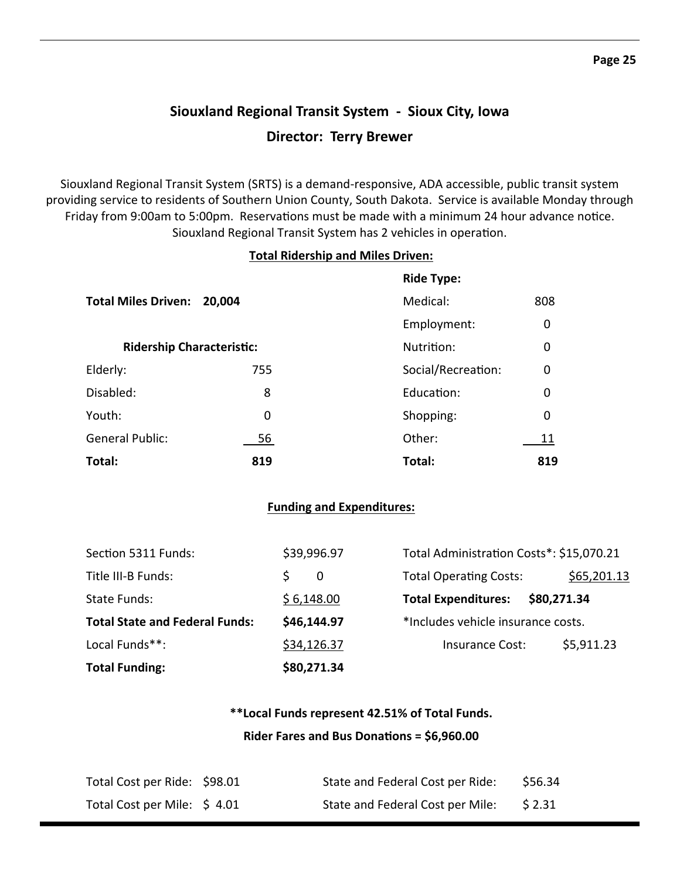## Siouxland Regional Transit System - Sioux City, Iowa

## Director: Terry Brewer

Siouxland Regional Transit System (SRTS) is a demand-responsive, ADA accessible, public transit system providing service to residents of Southern Union County, South Dakota. Service is available Monday through Friday from 9:00am to 5:00pm. Reservations must be made with a minimum 24 hour advance notice. Siouxland Regional Transit System has 2 vehicles in operation.

### Total Ridership and Miles Driven:

**Total Miles Driven: 20,004**

| Ridership Characteristic: | | Ride Type: | |
|---|---|---|---|
| Elderly: | 755 | Medical: | 808 |
| Disabled: | 8 | Employment: | 0 |
| Youth: | 0 | Nutrition: | 0 |
| General Public: | 56 | Social/Recreation: | 0 |
| | | Education: | 0 |
| | | Shopping: | 0 |
| | | Other: | 11 |
| **Total:** | **819** | **Total:** | **819** |

### Funding and Expenditures:

| | |
|---|---|
| Section 5311 Funds: | $39,996.97 |
| Title III-B Funds: | $ 0 |
| State Funds: | $ 6,148.00 |
| **Total State and Federal Funds:** | **$46,144.97** |
| Local Funds**: | $34,126.37 |
| **Total Funding:** | **$80,271.34** |

| | |
|---|---|
| Total Administration Costs*: | $15,070.21 |
| Total Operating Costs: | $65,201.13 |
| **Total Expenditures:** | **$80,271.34** |

*Includes vehicle insurance costs.

Insurance Cost: $5,911.23

**\*\*Local Funds represent 42.51% of Total Funds.**

**Rider Fares and Bus Donations = $6,960.00**

| | | | |
|---|---|---|---|
| Total Cost per Ride: | $98.01 | State and Federal Cost per Ride: | $56.34 |
| Total Cost per Mile: | $ 4.01 | State and Federal Cost per Mile: | $ 2.31 |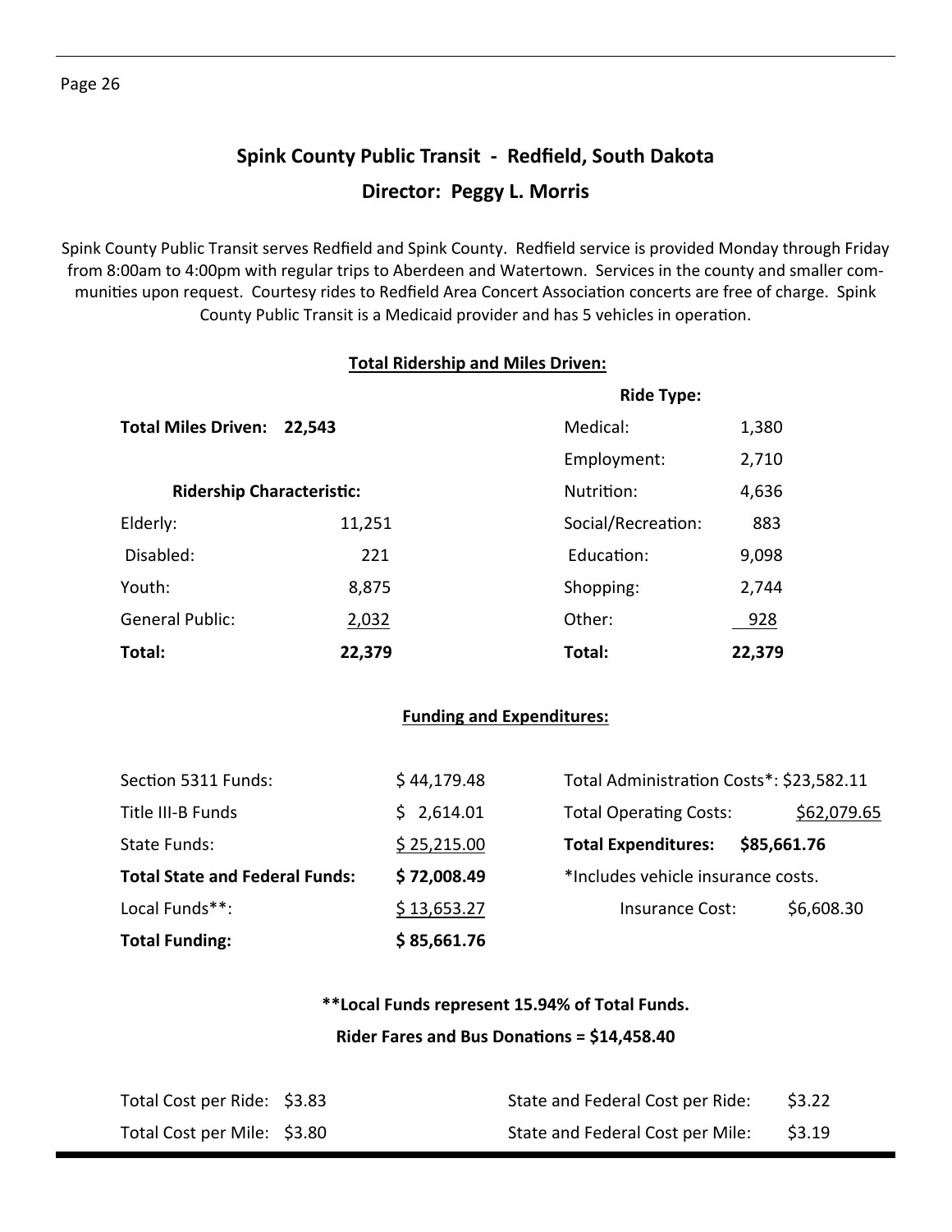## Spink County Public Transit - Redfield, South Dakota

### Director: Peggy L. Morris

Spink County Public Transit serves Redfield and Spink County. Redfield service is provided Monday through Friday from 8:00am to 4:00pm with regular trips to Aberdeen and Watertown. Services in the county and smaller communities upon request. Courtesy rides to Redfield Area Concert Association concerts are free of charge. Spink County Public Transit is a Medicaid provider and has 5 vehicles in operation.

**Total Ridership and Miles Driven:**

**Total Miles Driven: 22,543**

| **Ridership Characteristic:** | | **Ride Type:** | |
|---|---|---|---|
| Elderly: | 11,251 | Medical: | 1,380 |
| Disabled: | 221 | Employment: | 2,710 |
| Youth: | 8,875 | Nutrition: | 4,636 |
| General Public: | 2,032 | Social/Recreation: | 883 |
| | | Education: | 9,098 |
| | | Shopping: | 2,744 |
| | | Other: | 928 |
| **Total:** | **22,379** | **Total:** | **22,379** |

**Funding and Expenditures:**

| | | | |
|---|---|---|---|
| Section 5311 Funds: | $ 44,179.48 | Total Administration Costs*: | $23,582.11 |
| Title III-B Funds | $ 2,614.01 | Total Operating Costs: | $62,079.65 |
| State Funds: | $ 25,215.00 | **Total Expenditures:** | **$85,661.76** |
| **Total State and Federal Funds:** | **$ 72,008.49** | *Includes vehicle insurance costs. | |
| Local Funds**: | $ 13,653.27 | Insurance Cost: | $6,608.30 |
| **Total Funding:** | **$ 85,661.76** | | |

**Local Funds represent 15.94% of Total Funds.**

**Rider Fares and Bus Donations = $14,458.40**

| | | | |
|---|---|---|---|
| Total Cost per Ride: | $3.83 | State and Federal Cost per Ride: | $3.22 |
| Total Cost per Mile: | $3.80 | State and Federal Cost per Mile: | $3.19 |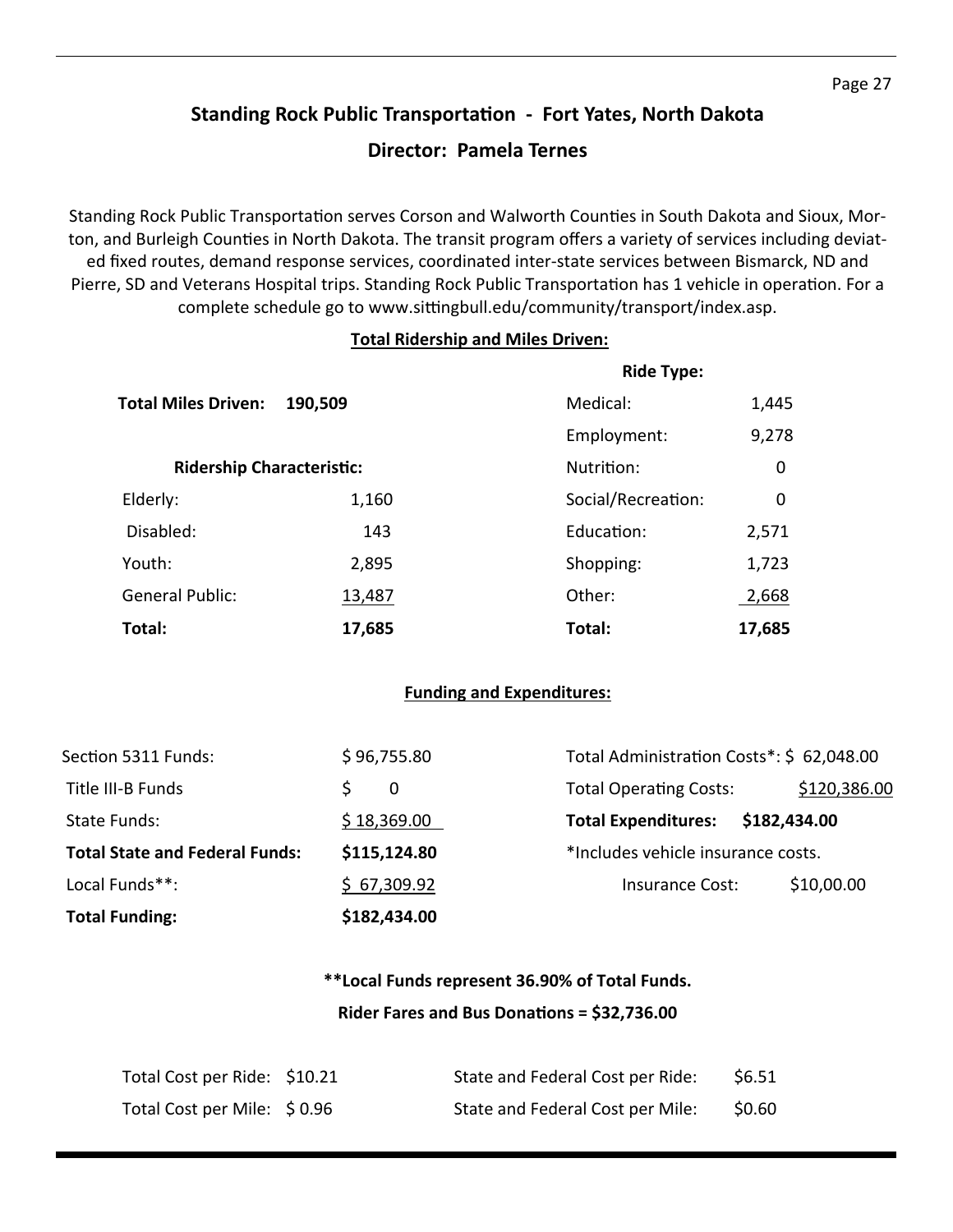# Standing Rock Public Transportation - Fort Yates, North Dakota

## Director: Pamela Ternes

Standing Rock Public Transportation serves Corson and Walworth Counties in South Dakota and Sioux, Morton, and Burleigh Counties in North Dakota. The transit program offers a variety of services including deviated fixed routes, demand response services, coordinated inter-state services between Bismarck, ND and Pierre, SD and Veterans Hospital trips. Standing Rock Public Transportation has 1 vehicle in operation. For a complete schedule go to www.sittingbull.edu/community/transport/index.asp.

### Total Ridership and Miles Driven:

**Total Miles Driven: 190,509**

| Ridership Characteristic: | |
|---|---|
| Elderly: | 1,160 |
| Disabled: | 143 |
| Youth: | 2,895 |
| General Public: | 13,487 |
| **Total:** | **17,685** |

| Ride Type: | |
|---|---|
| Medical: | 1,445 |
| Employment: | 9,278 |
| Nutrition: | 0 |
| Social/Recreation: | 0 |
| Education: | 2,571 |
| Shopping: | 1,723 |
| Other: | 2,668 |
| **Total:** | **17,685** |

### Funding and Expenditures:

| | |
|---|---|
| Section 5311 Funds: | $ 96,755.80 |
| Title III-B Funds | $ 0 |
| State Funds: | $ 18,369.00 |
| **Total State and Federal Funds:** | **$115,124.80** |
| Local Funds**: | $ 67,309.92 |
| **Total Funding:** | **$182,434.00** |

| | |
|---|---|
| Total Administration Costs*: | $ 62,048.00 |
| Total Operating Costs: | $120,386.00 |
| **Total Expenditures:** | **$182,434.00** |

*Includes vehicle insurance costs.

Insurance Cost: $10,00.00

**\*\*Local Funds represent 36.90% of Total Funds.**

**Rider Fares and Bus Donations = $32,736.00**

| | | | |
|---|---|---|---|
| Total Cost per Ride: | $10.21 | State and Federal Cost per Ride: | $6.51 |
| Total Cost per Mile: | $ 0.96 | State and Federal Cost per Mile: | $0.60 |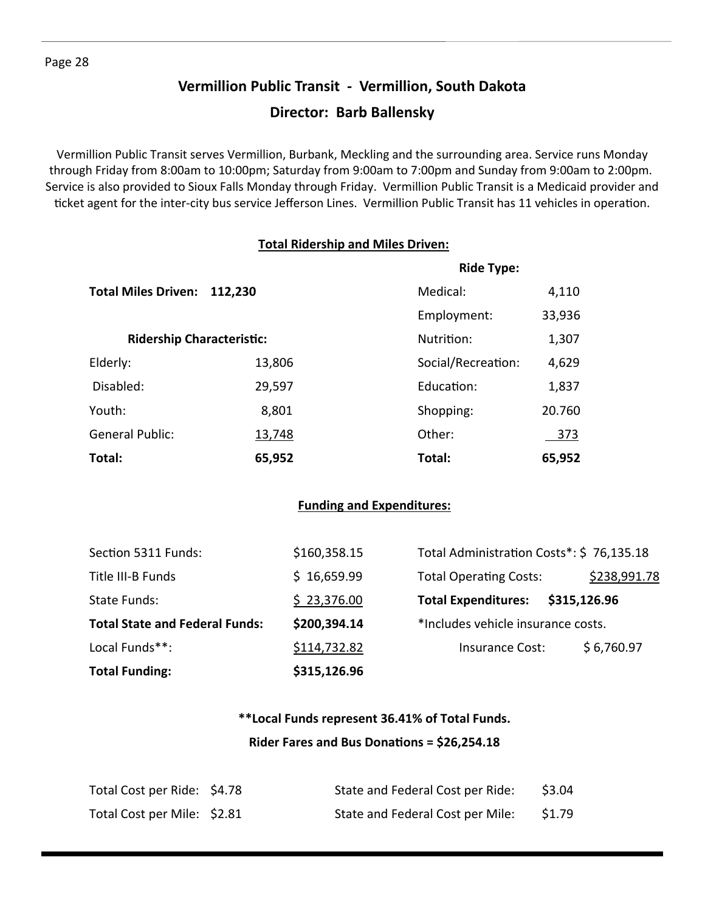## Vermillion Public Transit - Vermillion, South Dakota

### Director: Barb Ballensky

Vermillion Public Transit serves Vermillion, Burbank, Meckling and the surrounding area. Service runs Monday through Friday from 8:00am to 10:00pm; Saturday from 9:00am to 7:00pm and Sunday from 9:00am to 2:00pm. Service is also provided to Sioux Falls Monday through Friday. Vermillion Public Transit is a Medicaid provider and ticket agent for the inter-city bus service Jefferson Lines. Vermillion Public Transit has 11 vehicles in operation.

**Total Ridership and Miles Driven:**

**Total Miles Driven: 112,230**

| Ridership Characteristic: | | Ride Type: | |
|---|---|---|---|
| Elderly: | 13,806 | Medical: | 4,110 |
| Disabled: | 29,597 | Employment: | 33,936 |
| Youth: | 8,801 | Nutrition: | 1,307 |
| General Public: | 13,748 | Social/Recreation: | 4,629 |
| | | Education: | 1,837 |
| | | Shopping: | 20.760 |
| | | Other: | 373 |
| **Total:** | **65,952** | **Total:** | **65,952** |

**Funding and Expenditures:**

| | | | |
|---|---|---|---|
| Section 5311 Funds: | $160,358.15 | Total Administration Costs*: | $ 76,135.18 |
| Title III-B Funds | $ 16,659.99 | Total Operating Costs: | $238,991.78 |
| State Funds: | $ 23,376.00 | **Total Expenditures:** | **$315,126.96** |
| **Total State and Federal Funds:** | **$200,394.14** | *Includes vehicle insurance costs. | |
| Local Funds**: | $114,732.82 | Insurance Cost: | $ 6,760.97 |
| **Total Funding:** | **$315,126.96** | | |

**\*\*Local Funds represent 36.41% of Total Funds.**

**Rider Fares and Bus Donations = $26,254.18**

| | | | |
|---|---|---|---|
| Total Cost per Ride: | $4.78 | State and Federal Cost per Ride: | $3.04 |
| Total Cost per Mile: | $2.81 | State and Federal Cost per Mile: | $1.79 |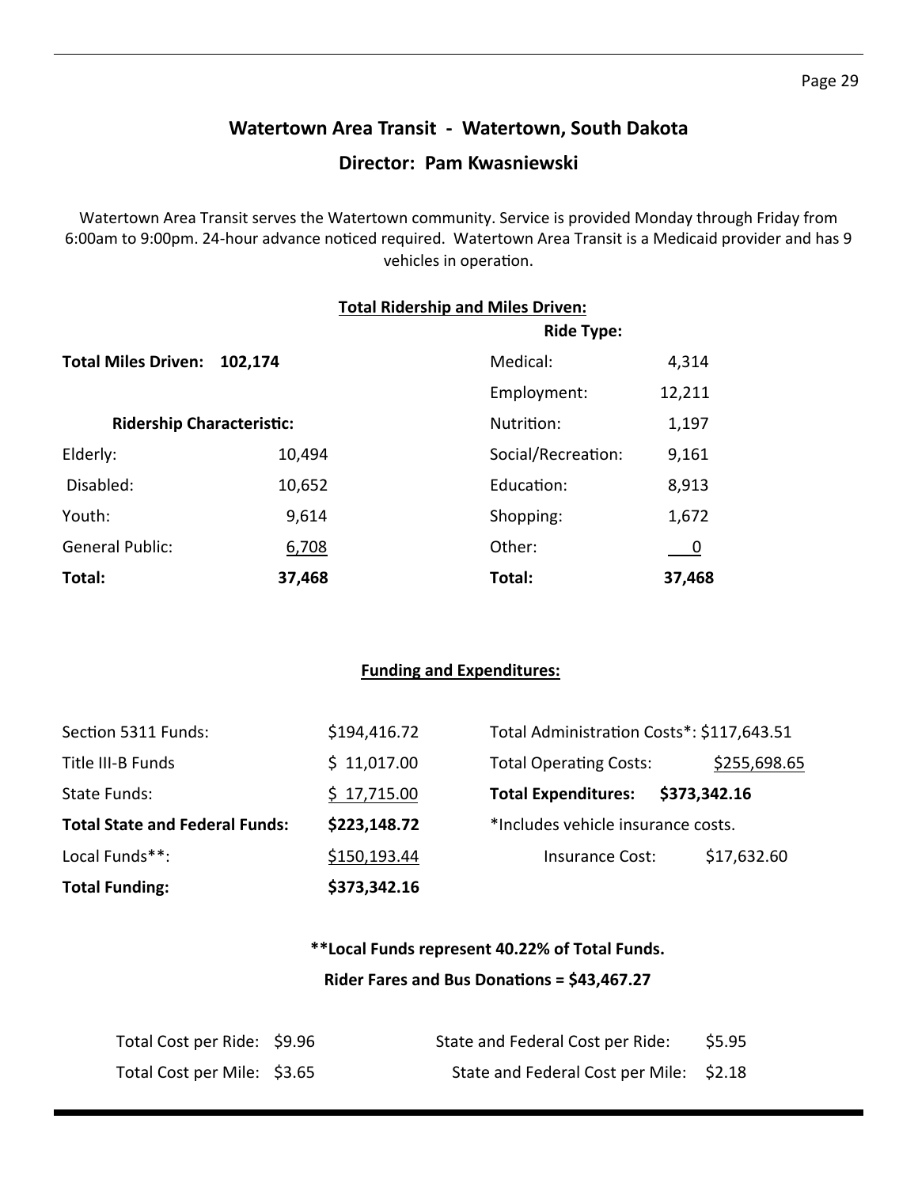## Watertown Area Transit - Watertown, South Dakota

### Director: Pam Kwasniewski

Watertown Area Transit serves the Watertown community. Service is provided Monday through Friday from 6:00am to 9:00pm. 24-hour advance noticed required. Watertown Area Transit is a Medicaid provider and has 9 vehicles in operation.

**Total Ridership and Miles Driven:**

**Total Miles Driven: 102,174**

| Ridership Characteristic: | |
|---|---|
| Elderly: | 10,494 |
| Disabled: | 10,652 |
| Youth: | 9,614 |
| General Public: | 6,708 |
| **Total:** | **37,468** |

| Ride Type: | |
|---|---|
| Medical: | 4,314 |
| Employment: | 12,211 |
| Nutrition: | 1,197 |
| Social/Recreation: | 9,161 |
| Education: | 8,913 |
| Shopping: | 1,672 |
| Other: | 0 |
| **Total:** | **37,468** |

**Funding and Expenditures:**

| | |
|---|---|
| Section 5311 Funds: | $194,416.72 |
| Title III-B Funds | $ 11,017.00 |
| State Funds: | $ 17,715.00 |
| **Total State and Federal Funds:** | **$223,148.72** |
| Local Funds**: | $150,193.44 |
| **Total Funding:** | **$373,342.16** |

| | |
|---|---|
| Total Administration Costs*: | $117,643.51 |
| Total Operating Costs: | $255,698.65 |
| **Total Expenditures:** | **$373,342.16** |

*Includes vehicle insurance costs.

Insurance Cost: $17,632.60

**Local Funds represent 40.22% of Total Funds.**

**Rider Fares and Bus Donations = $43,467.27**

| | | | |
|---|---|---|---|
| Total Cost per Ride: | $9.96 | State and Federal Cost per Ride: | $5.95 |
| Total Cost per Mile: | $3.65 | State and Federal Cost per Mile: | $2.18 |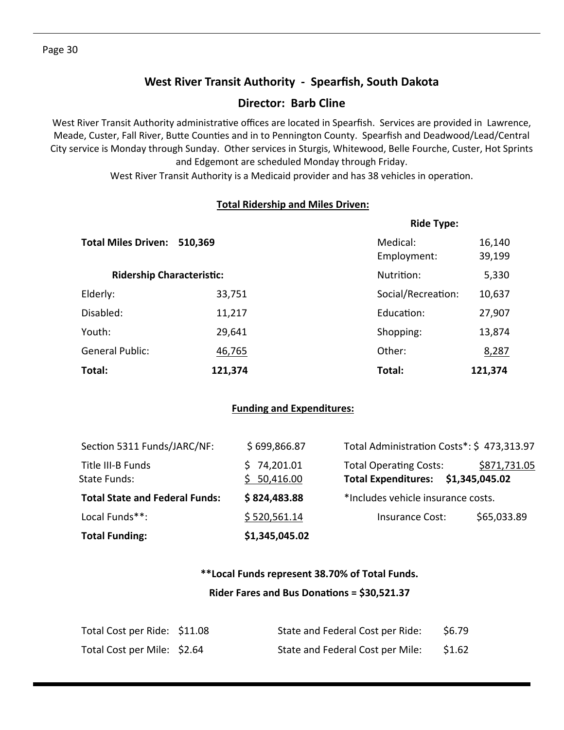## West River Transit Authority - Spearfish, South Dakota

### Director: Barb Cline

West River Transit Authority administrative offices are located in Spearfish. Services are provided in Lawrence, Meade, Custer, Fall River, Butte Counties and in to Pennington County. Spearfish and Deadwood/Lead/Central City service is Monday through Sunday. Other services in Sturgis, Whitewood, Belle Fourche, Custer, Hot Sprints and Edgemont are scheduled Monday through Friday.

West River Transit Authority is a Medicaid provider and has 38 vehicles in operation.

**Total Ridership and Miles Driven:**

**Total Miles Driven: 510,369**

| Ridership Characteristic: | | Ride Type: | |
|---|---|---|---|
| | | Medical: | 16,140 |
| | | Employment: | 39,199 |
| | | Nutrition: | 5,330 |
| Elderly: | 33,751 | Social/Recreation: | 10,637 |
| Disabled: | 11,217 | Education: | 27,907 |
| Youth: | 29,641 | Shopping: | 13,874 |
| General Public: | 46,765 | Other: | 8,287 |
| **Total:** | **121,374** | **Total:** | **121,374** |

**Funding and Expenditures:**

| Funding | | Expenditures | |
|---|---|---|---|
| Section 5311 Funds/JARC/NF: | $ 699,866.87 | Total Administration Costs*: | $ 473,313.97 |
| Title III-B Funds | $ 74,201.01 | Total Operating Costs: | $871,731.05 |
| State Funds: | $ 50,416.00 | **Total Expenditures:** | **$1,345,045.02** |
| **Total State and Federal Funds:** | **$ 824,483.88** | *Includes vehicle insurance costs. | |
| Local Funds**: | $ 520,561.14 | Insurance Cost: | $65,033.89 |
| **Total Funding:** | **$1,345,045.02** | | |

**\*\*Local Funds represent 38.70% of Total Funds.**

**Rider Fares and Bus Donations = $30,521.37**

| | | | |
|---|---|---|---|
| Total Cost per Ride: | $11.08 | State and Federal Cost per Ride: | $6.79 |
| Total Cost per Mile: | $2.64 | State and Federal Cost per Mile: | $1.62 |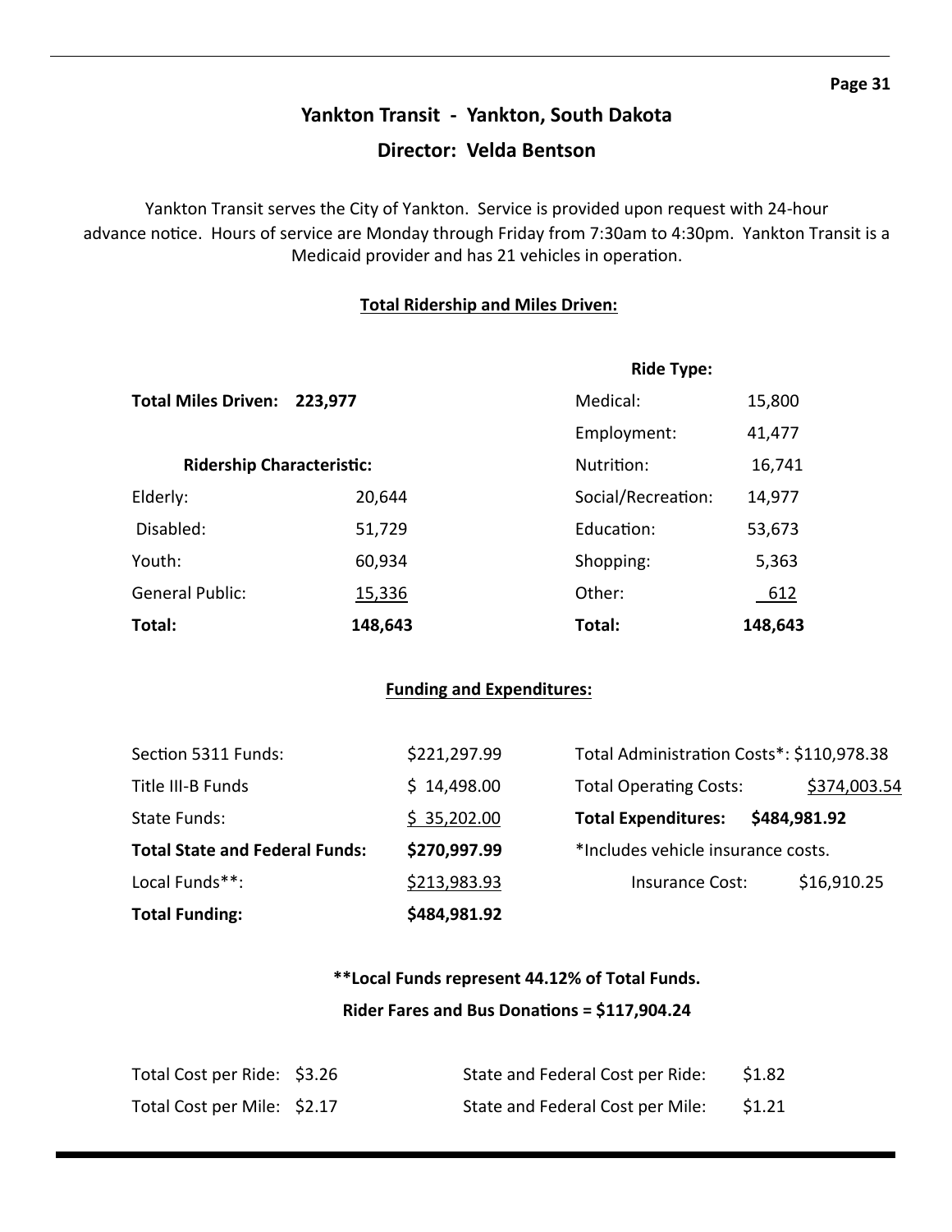## Yankton Transit - Yankton, South Dakota

### Director: Velda Bentson

Yankton Transit serves the City of Yankton. Service is provided upon request with 24-hour advance notice. Hours of service are Monday through Friday from 7:30am to 4:30pm. Yankton Transit is a Medicaid provider and has 21 vehicles in operation.

**Total Ridership and Miles Driven:**

**Total Miles Driven: 223,977**

| Ridership Characteristic: | |
|---|---|
| Elderly: | 20,644 |
| Disabled: | 51,729 |
| Youth: | 60,934 |
| General Public: | 15,336 |
| **Total:** | **148,643** |

| Ride Type: | |
|---|---|
| Medical: | 15,800 |
| Employment: | 41,477 |
| Nutrition: | 16,741 |
| Social/Recreation: | 14,977 |
| Education: | 53,673 |
| Shopping: | 5,363 |
| Other: | 612 |
| **Total:** | **148,643** |

**Funding and Expenditures:**

| | |
|---|---|
| Section 5311 Funds: | $221,297.99 |
| Title III-B Funds | $ 14,498.00 |
| State Funds: | $ 35,202.00 |
| **Total State and Federal Funds:** | **$270,997.99** |
| Local Funds**: | $213,983.93 |
| **Total Funding:** | **$484,981.92** |

| | |
|---|---|
| Total Administration Costs*: | $110,978.38 |
| Total Operating Costs: | $374,003.54 |
| **Total Expenditures:** | **$484,981.92** |

*Includes vehicle insurance costs.

Insurance Cost: $16,910.25

**\*\*Local Funds represent 44.12% of Total Funds.**

**Rider Fares and Bus Donations = $117,904.24**

| | | | |
|---|---|---|---|
| Total Cost per Ride: | $3.26 | State and Federal Cost per Ride: | $1.82 |
| Total Cost per Mile: | $2.17 | State and Federal Cost per Mile: | $1.21 |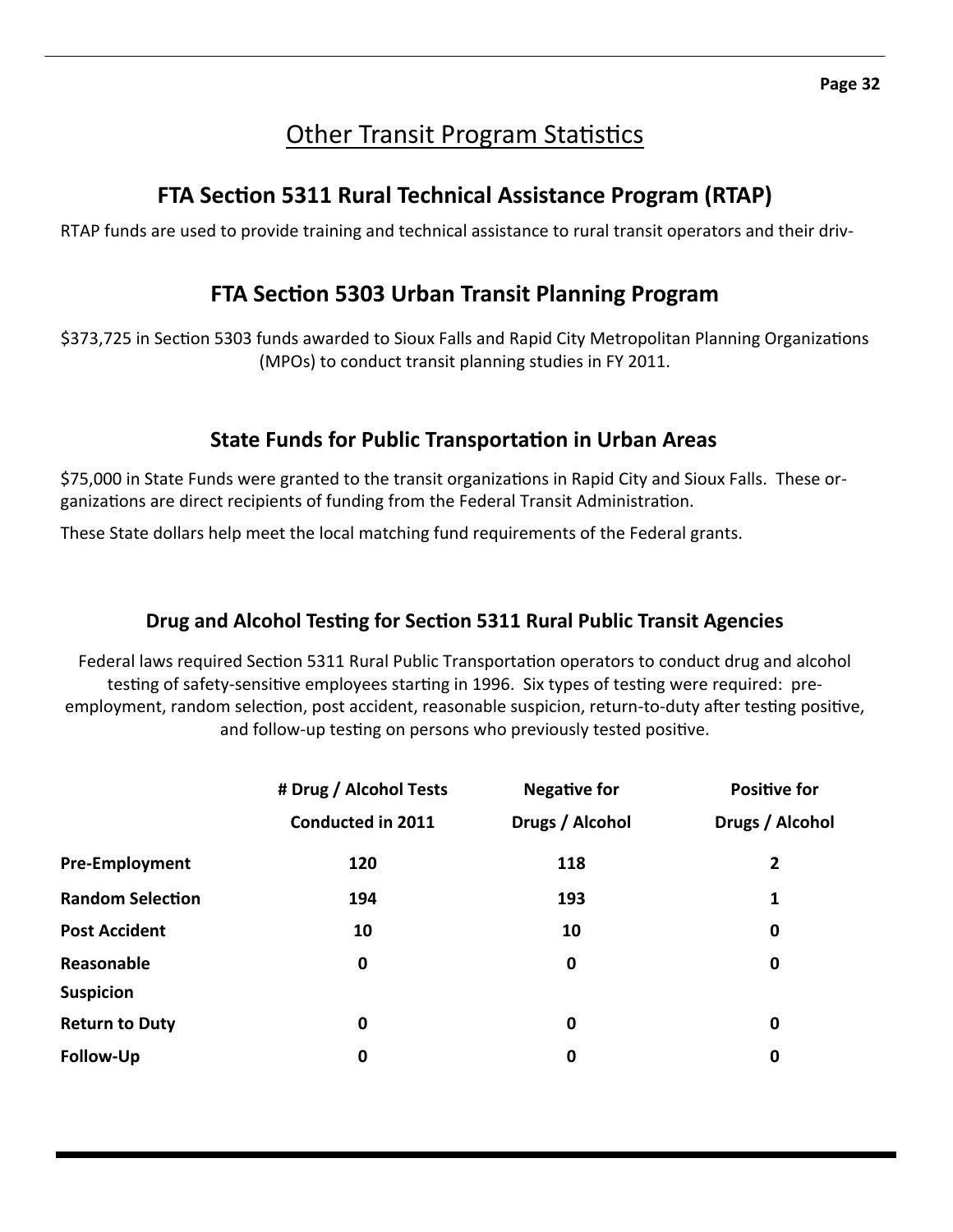# Other Transit Program Statistics

## FTA Section 5311 Rural Technical Assistance Program (RTAP)

RTAP funds are used to provide training and technical assistance to rural transit operators and their driv-

## FTA Section 5303 Urban Transit Planning Program

$373,725 in Section 5303 funds awarded to Sioux Falls and Rapid City Metropolitan Planning Organizations (MPOs) to conduct transit planning studies in FY 2011.

## State Funds for Public Transportation in Urban Areas

$75,000 in State Funds were granted to the transit organizations in Rapid City and Sioux Falls. These organizations are direct recipients of funding from the Federal Transit Administration.

These State dollars help meet the local matching fund requirements of the Federal grants.

### Drug and Alcohol Testing for Section 5311 Rural Public Transit Agencies

Federal laws required Section 5311 Rural Public Transportation operators to conduct drug and alcohol testing of safety-sensitive employees starting in 1996. Six types of testing were required: pre-employment, random selection, post accident, reasonable suspicion, return-to-duty after testing positive, and follow-up testing on persons who previously tested positive.

| | # Drug / Alcohol Tests Conducted in 2011 | Negative for Drugs / Alcohol | Positive for Drugs / Alcohol |
|---|---|---|---|
| **Pre-Employment** | **120** | **118** | **2** |
| **Random Selection** | **194** | **193** | **1** |
| **Post Accident** | **10** | **10** | **0** |
| **Reasonable Suspicion** | **0** | **0** | **0** |
| **Return to Duty** | **0** | **0** | **0** |
| **Follow-Up** | **0** | **0** | **0** |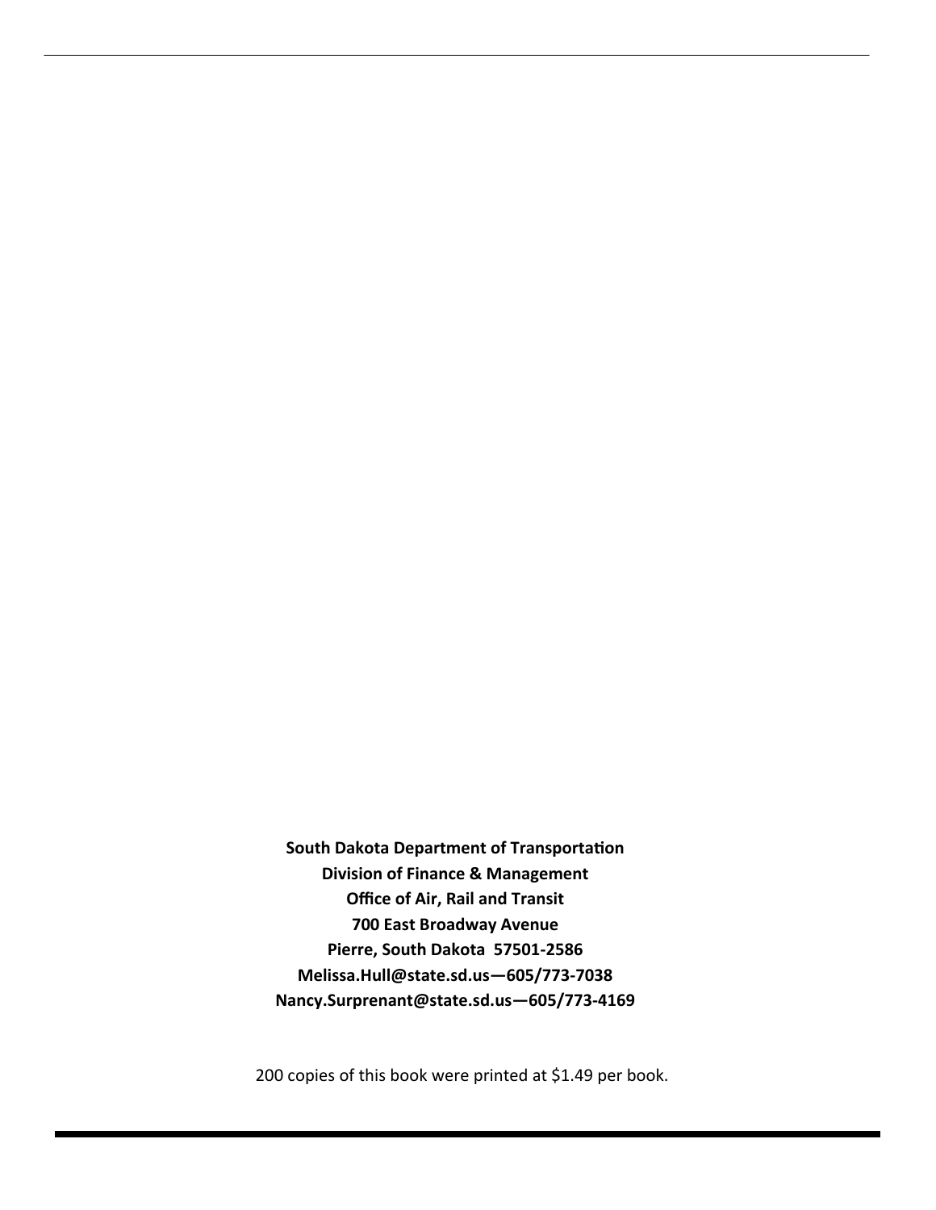**South Dakota Department of Transportation**
**Division of Finance & Management**
**Office of Air, Rail and Transit**
**700 East Broadway Avenue**
**Pierre, South Dakota 57501-2586**
**Melissa.Hull@state.sd.us—605/773-7038**
**Nancy.Surprenant@state.sd.us—605/773-4169**

200 copies of this book were printed at $1.49 per book.